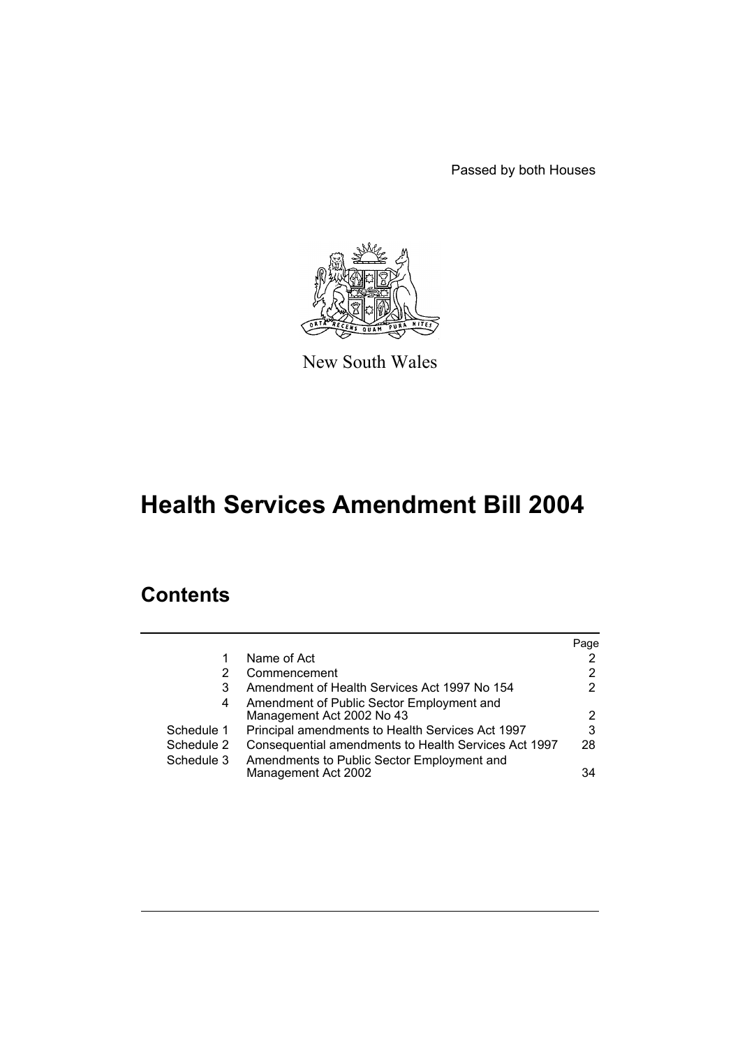Passed by both Houses

New South Wales

# Health Services Amendment Bill 2004

## Contents

| | | Page |
|---|---|---|
| 1 | Name of Act | 2 |
| 2 | Commencement | 2 |
| 3 | Amendment of Health Services Act 1997 No 154 | 2 |
| 4 | Amendment of Public Sector Employment and Management Act 2002 No 43 | 2 |
| Schedule 1 | Principal amendments to Health Services Act 1997 | 3 |
| Schedule 2 | Consequential amendments to Health Services Act 1997 | 28 |
| Schedule 3 | Amendments to Public Sector Employment and Management Act 2002 | 34 |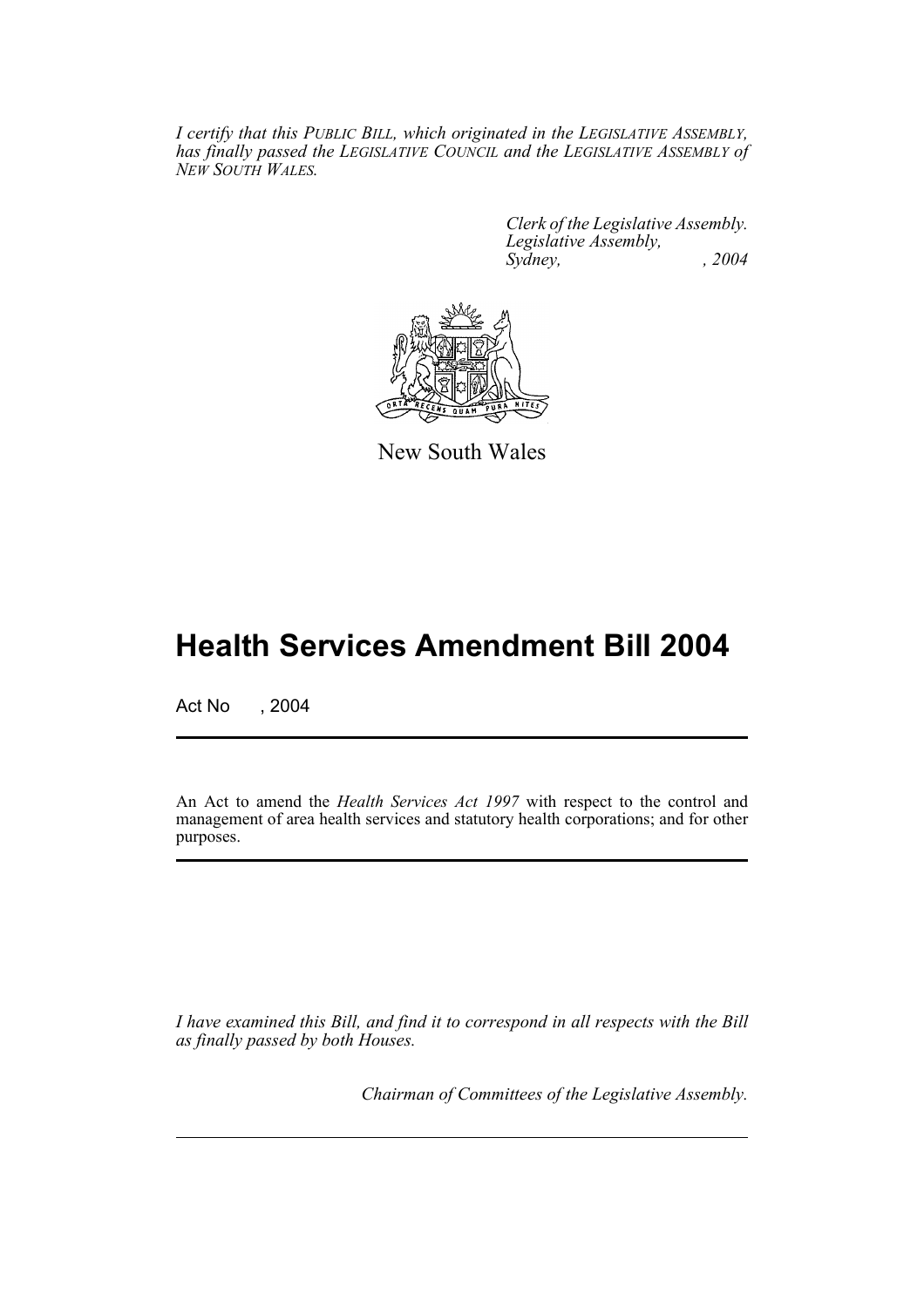*I certify that this PUBLIC BILL, which originated in the LEGISLATIVE ASSEMBLY, has finally passed the LEGISLATIVE COUNCIL and the LEGISLATIVE ASSEMBLY of NEW SOUTH WALES.*

*Clerk of the Legislative Assembly.*
*Legislative Assembly,*
*Sydney, , 2004*

New South Wales

# Health Services Amendment Bill 2004

Act No , 2004

An Act to amend the *Health Services Act 1997* with respect to the control and management of area health services and statutory health corporations; and for other purposes.

*I have examined this Bill, and find it to correspond in all respects with the Bill as finally passed by both Houses.*

*Chairman of Committees of the Legislative Assembly.*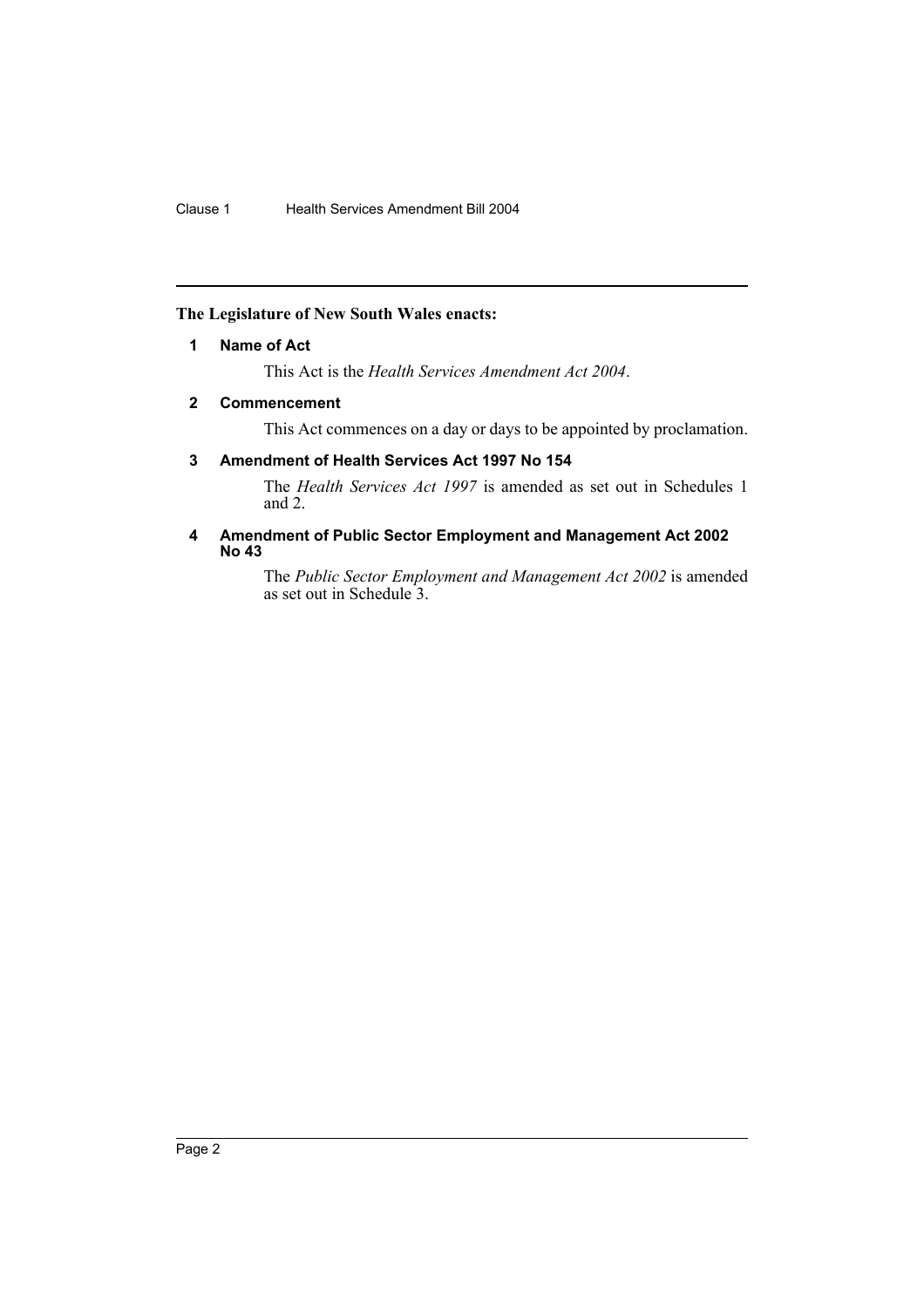**The Legislature of New South Wales enacts:**

### 1 Name of Act

This Act is the *Health Services Amendment Act 2004*.

### 2 Commencement

This Act commences on a day or days to be appointed by proclamation.

### 3 Amendment of Health Services Act 1997 No 154

The *Health Services Act 1997* is amended as set out in Schedules 1 and 2.

### 4 Amendment of Public Sector Employment and Management Act 2002 No 43

The *Public Sector Employment and Management Act 2002* is amended as set out in Schedule 3.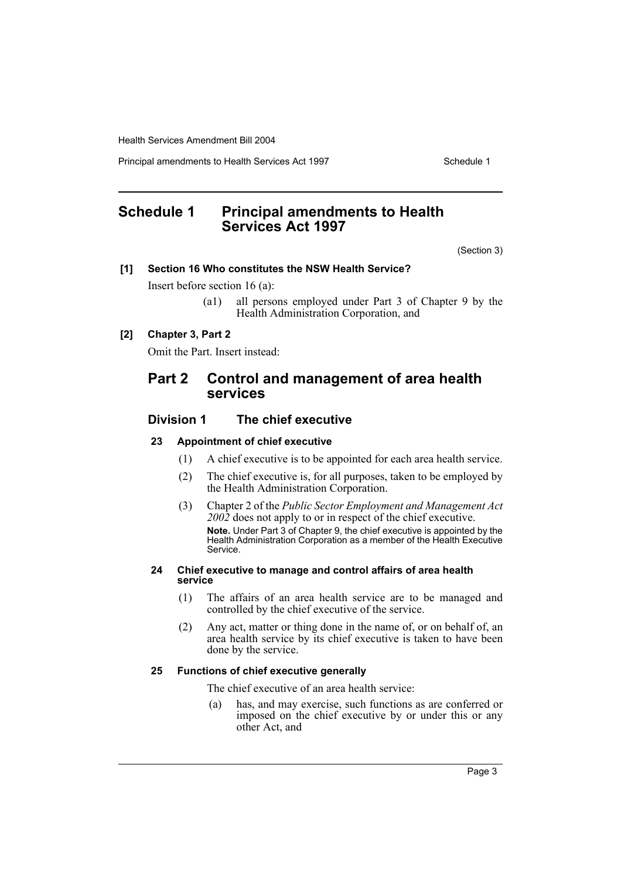## Schedule 1 Principal amendments to Health Services Act 1997

(Section 3)

**[1] Section 16 Who constitutes the NSW Health Service?**

Insert before section 16 (a):

(a1) all persons employed under Part 3 of Chapter 9 by the Health Administration Corporation, and

**[2] Chapter 3, Part 2**

Omit the Part. Insert instead:

## Part 2 Control and management of area health services

### Division 1 The chief executive

#### 23 Appointment of chief executive

(1) A chief executive is to be appointed for each area health service.

(2) The chief executive is, for all purposes, taken to be employed by the Health Administration Corporation.

(3) Chapter 2 of the *Public Sector Employment and Management Act 2002* does not apply to or in respect of the chief executive.

**Note.** Under Part 3 of Chapter 9, the chief executive is appointed by the Health Administration Corporation as a member of the Health Executive Service.

#### 24 Chief executive to manage and control affairs of area health service

(1) The affairs of an area health service are to be managed and controlled by the chief executive of the service.

(2) Any act, matter or thing done in the name of, or on behalf of, an area health service by its chief executive is taken to have been done by the service.

#### 25 Functions of chief executive generally

The chief executive of an area health service:

(a) has, and may exercise, such functions as are conferred or imposed on the chief executive by or under this or any other Act, and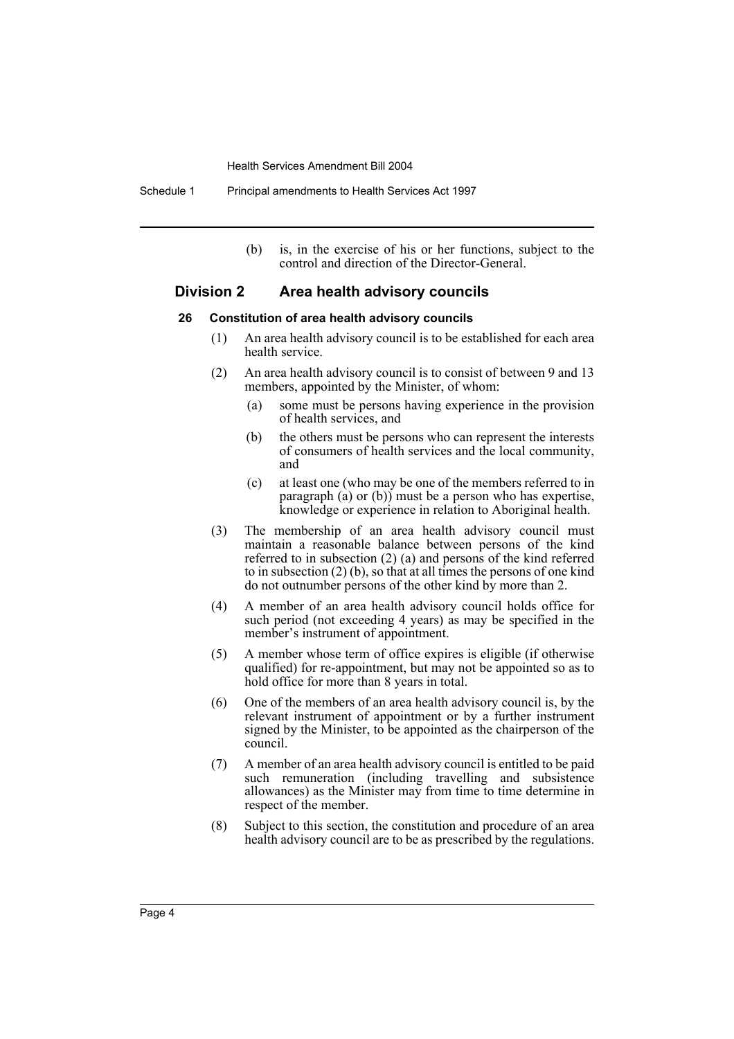(b) is, in the exercise of his or her functions, subject to the control and direction of the Director-General.

## Division 2 Area health advisory councils

### 26 Constitution of area health advisory councils

(1) An area health advisory council is to be established for each area health service.

(2) An area health advisory council is to consist of between 9 and 13 members, appointed by the Minister, of whom:

- (a) some must be persons having experience in the provision of health services, and
- (b) the others must be persons who can represent the interests of consumers of health services and the local community, and
- (c) at least one (who may be one of the members referred to in paragraph (a) or (b)) must be a person who has expertise, knowledge or experience in relation to Aboriginal health.

(3) The membership of an area health advisory council must maintain a reasonable balance between persons of the kind referred to in subsection (2) (a) and persons of the kind referred to in subsection (2) (b), so that at all times the persons of one kind do not outnumber persons of the other kind by more than 2.

(4) A member of an area health advisory council holds office for such period (not exceeding 4 years) as may be specified in the member's instrument of appointment.

(5) A member whose term of office expires is eligible (if otherwise qualified) for re-appointment, but may not be appointed so as to hold office for more than 8 years in total.

(6) One of the members of an area health advisory council is, by the relevant instrument of appointment or by a further instrument signed by the Minister, to be appointed as the chairperson of the council.

(7) A member of an area health advisory council is entitled to be paid such remuneration (including travelling and subsistence allowances) as the Minister may from time to time determine in respect of the member.

(8) Subject to this section, the constitution and procedure of an area health advisory council are to be as prescribed by the regulations.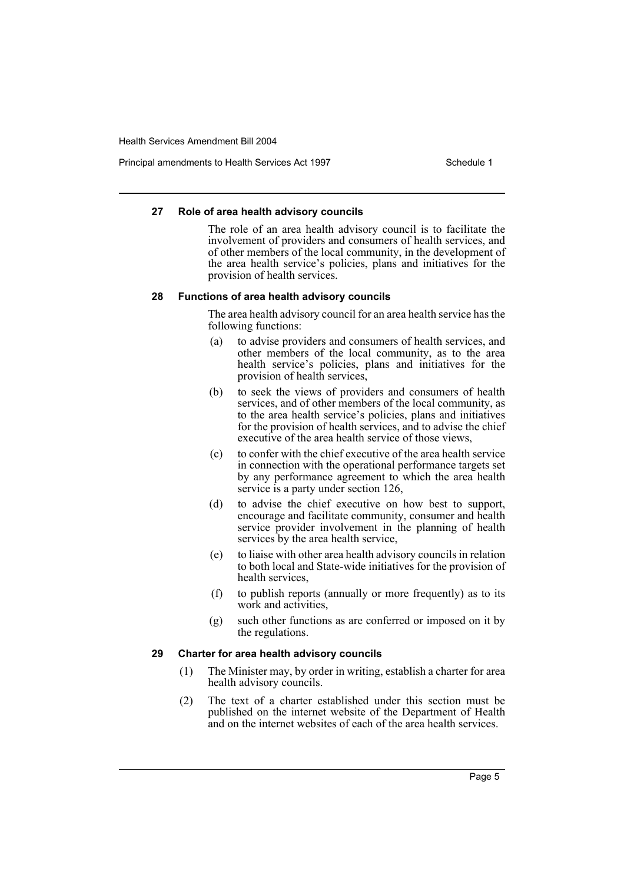#### 27 Role of area health advisory councils

The role of an area health advisory council is to facilitate the involvement of providers and consumers of health services, and of other members of the local community, in the development of the area health service's policies, plans and initiatives for the provision of health services.

#### 28 Functions of area health advisory councils

The area health advisory council for an area health service has the following functions:

(a) to advise providers and consumers of health services, and other members of the local community, as to the area health service's policies, plans and initiatives for the provision of health services,

(b) to seek the views of providers and consumers of health services, and of other members of the local community, as to the area health service's policies, plans and initiatives for the provision of health services, and to advise the chief executive of the area health service of those views,

(c) to confer with the chief executive of the area health service in connection with the operational performance targets set by any performance agreement to which the area health service is a party under section 126,

(d) to advise the chief executive on how best to support, encourage and facilitate community, consumer and health service provider involvement in the planning of health services by the area health service,

(e) to liaise with other area health advisory councils in relation to both local and State-wide initiatives for the provision of health services,

(f) to publish reports (annually or more frequently) as to its work and activities,

(g) such other functions as are conferred or imposed on it by the regulations.

#### 29 Charter for area health advisory councils

(1) The Minister may, by order in writing, establish a charter for area health advisory councils.

(2) The text of a charter established under this section must be published on the internet website of the Department of Health and on the internet websites of each of the area health services.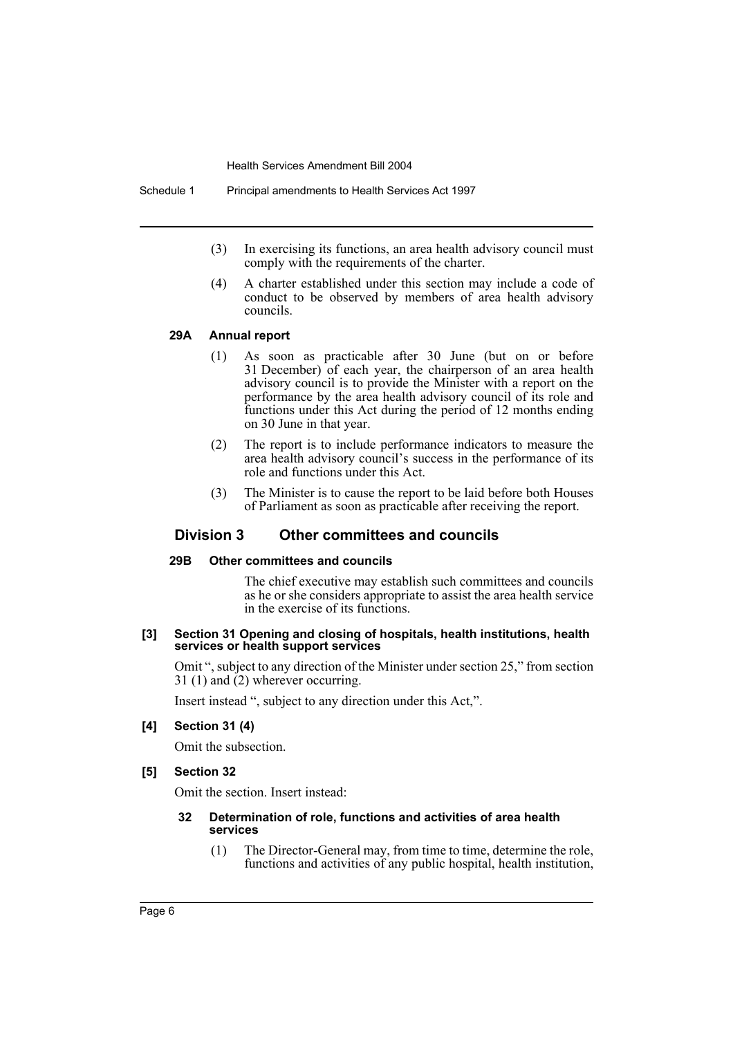(3) In exercising its functions, an area health advisory council must comply with the requirements of the charter.

(4) A charter established under this section may include a code of conduct to be observed by members of area health advisory councils.

**29A Annual report**

(1) As soon as practicable after 30 June (but on or before 31 December) of each year, the chairperson of an area health advisory council is to provide the Minister with a report on the performance by the area health advisory council of its role and functions under this Act during the period of 12 months ending on 30 June in that year.

(2) The report is to include performance indicators to measure the area health advisory council's success in the performance of its role and functions under this Act.

(3) The Minister is to cause the report to be laid before both Houses of Parliament as soon as practicable after receiving the report.

## Division 3 Other committees and councils

**29B Other committees and councils**

The chief executive may establish such committees and councils as he or she considers appropriate to assist the area health service in the exercise of its functions.

**[3] Section 31 Opening and closing of hospitals, health institutions, health services or health support services**

Omit ", subject to any direction of the Minister under section 25," from section 31 (1) and (2) wherever occurring.

Insert instead ", subject to any direction under this Act,".

**[4] Section 31 (4)**

Omit the subsection.

**[5] Section 32**

Omit the section. Insert instead:

**32 Determination of role, functions and activities of area health services**

(1) The Director-General may, from time to time, determine the role, functions and activities of any public hospital, health institution,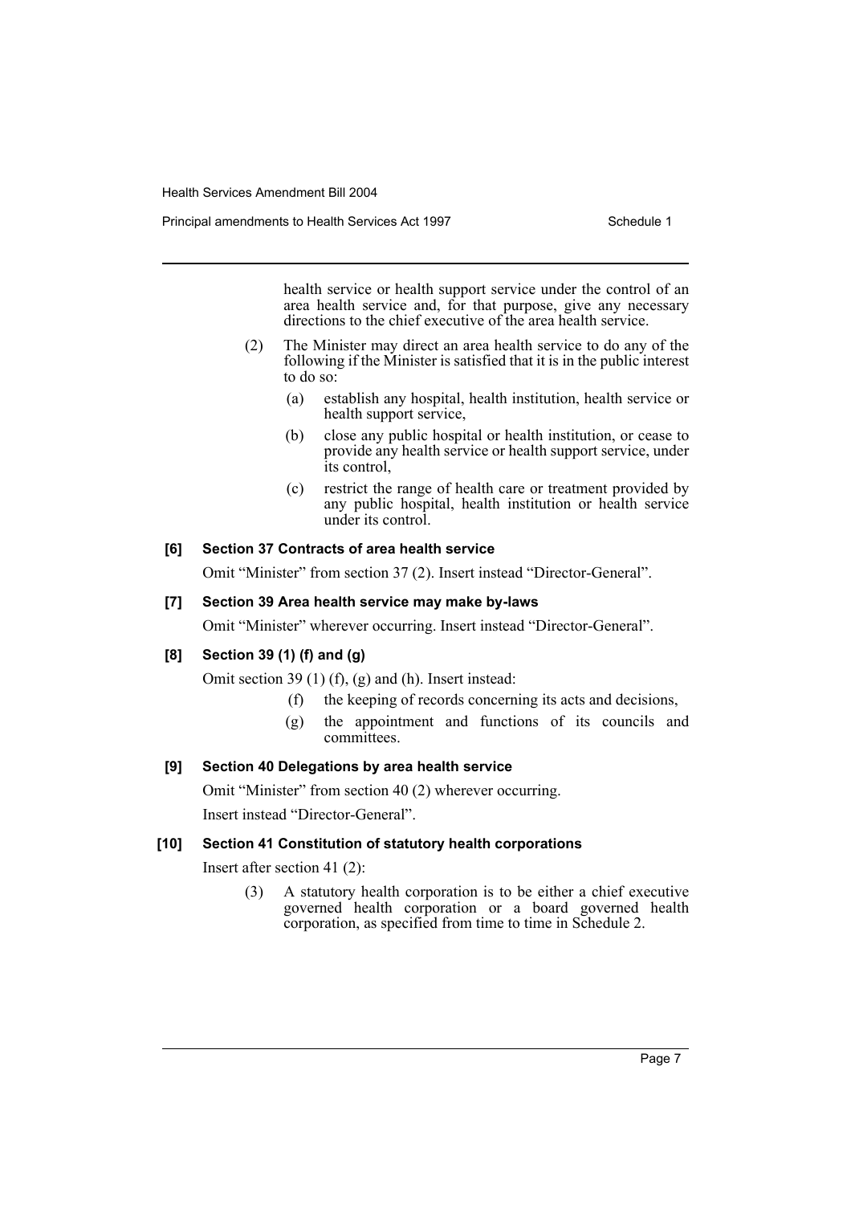health service or health support service under the control of an area health service and, for that purpose, give any necessary directions to the chief executive of the area health service.

(2) The Minister may direct an area health service to do any of the following if the Minister is satisfied that it is in the public interest to do so:

(a) establish any hospital, health institution, health service or health support service,

(b) close any public hospital or health institution, or cease to provide any health service or health support service, under its control,

(c) restrict the range of health care or treatment provided by any public hospital, health institution or health service under its control.

### [6] Section 37 Contracts of area health service

Omit "Minister" from section 37 (2). Insert instead "Director-General".

### [7] Section 39 Area health service may make by-laws

Omit "Minister" wherever occurring. Insert instead "Director-General".

### [8] Section 39 (1) (f) and (g)

Omit section 39 (1) (f), (g) and (h). Insert instead:

(f) the keeping of records concerning its acts and decisions,

(g) the appointment and functions of its councils and committees.

### [9] Section 40 Delegations by area health service

Omit "Minister" from section 40 (2) wherever occurring.

Insert instead "Director-General".

### [10] Section 41 Constitution of statutory health corporations

Insert after section 41 (2):

(3) A statutory health corporation is to be either a chief executive governed health corporation or a board governed health corporation, as specified from time to time in Schedule 2.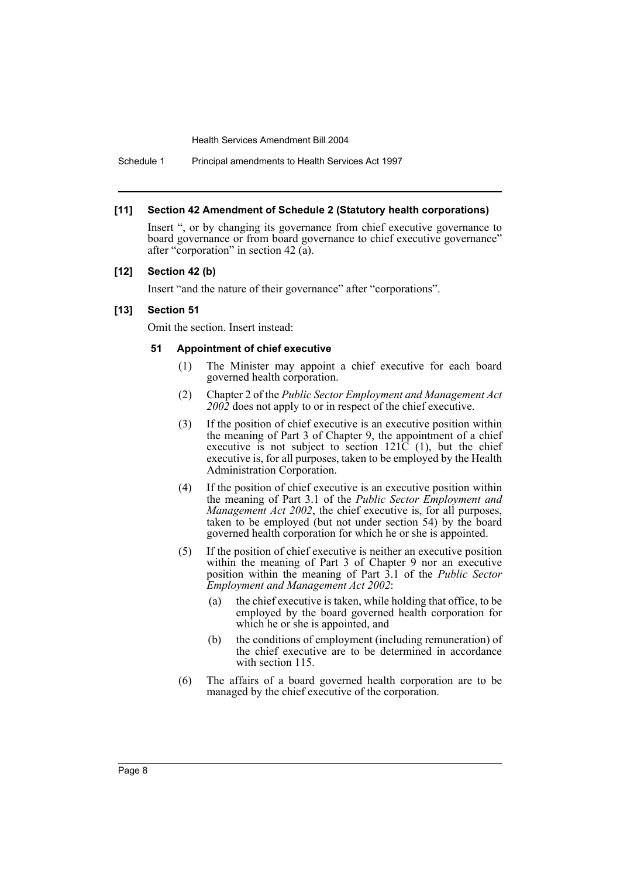### [11] Section 42 Amendment of Schedule 2 (Statutory health corporations)

Insert ", or by changing its governance from chief executive governance to board governance or from board governance to chief executive governance" after "corporation" in section 42 (a).

### [12] Section 42 (b)

Insert "and the nature of their governance" after "corporations".

### [13] Section 51

Omit the section. Insert instead:

#### 51 Appointment of chief executive

(1) The Minister may appoint a chief executive for each board governed health corporation.

(2) Chapter 2 of the *Public Sector Employment and Management Act 2002* does not apply to or in respect of the chief executive.

(3) If the position of chief executive is an executive position within the meaning of Part 3 of Chapter 9, the appointment of a chief executive is not subject to section 121C (1), but the chief executive is, for all purposes, taken to be employed by the Health Administration Corporation.

(4) If the position of chief executive is an executive position within the meaning of Part 3.1 of the *Public Sector Employment and Management Act 2002*, the chief executive is, for all purposes, taken to be employed (but not under section 54) by the board governed health corporation for which he or she is appointed.

(5) If the position of chief executive is neither an executive position within the meaning of Part 3 of Chapter 9 nor an executive position within the meaning of Part 3.1 of the *Public Sector Employment and Management Act 2002*:

- (a) the chief executive is taken, while holding that office, to be employed by the board governed health corporation for which he or she is appointed, and
- (b) the conditions of employment (including remuneration) of the chief executive are to be determined in accordance with section 115.

(6) The affairs of a board governed health corporation are to be managed by the chief executive of the corporation.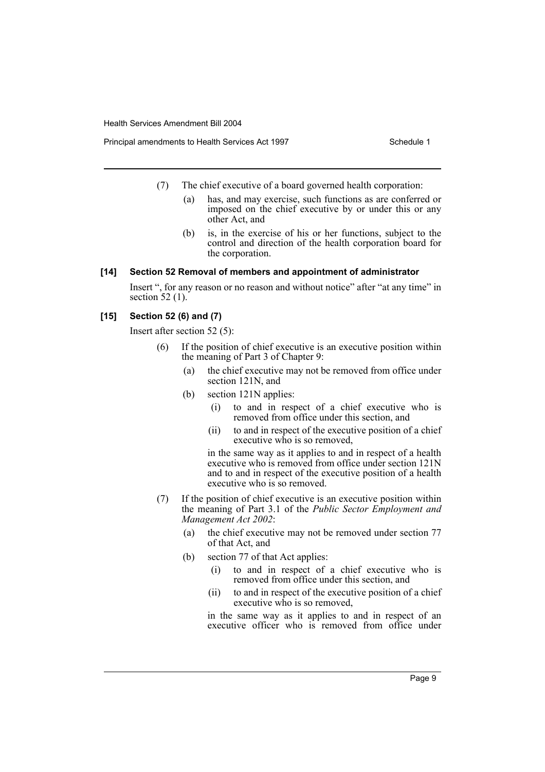(7) The chief executive of a board governed health corporation:

(a) has, and may exercise, such functions as are conferred or imposed on the chief executive by or under this or any other Act, and

(b) is, in the exercise of his or her functions, subject to the control and direction of the health corporation board for the corporation.

**[14] Section 52 Removal of members and appointment of administrator**

Insert ", for any reason or no reason and without notice" after "at any time" in section 52 (1).

**[15] Section 52 (6) and (7)**

Insert after section 52 (5):

(6) If the position of chief executive is an executive position within the meaning of Part 3 of Chapter 9:

(a) the chief executive may not be removed from office under section 121N, and

(b) section 121N applies:

(i) to and in respect of a chief executive who is removed from office under this section, and

(ii) to and in respect of the executive position of a chief executive who is so removed,

in the same way as it applies to and in respect of a health executive who is removed from office under section 121N and to and in respect of the executive position of a health executive who is so removed.

(7) If the position of chief executive is an executive position within the meaning of Part 3.1 of the *Public Sector Employment and Management Act 2002*:

(a) the chief executive may not be removed under section 77 of that Act, and

(b) section 77 of that Act applies:

(i) to and in respect of a chief executive who is removed from office under this section, and

(ii) to and in respect of the executive position of a chief executive who is so removed,

in the same way as it applies to and in respect of an executive officer who is removed from office under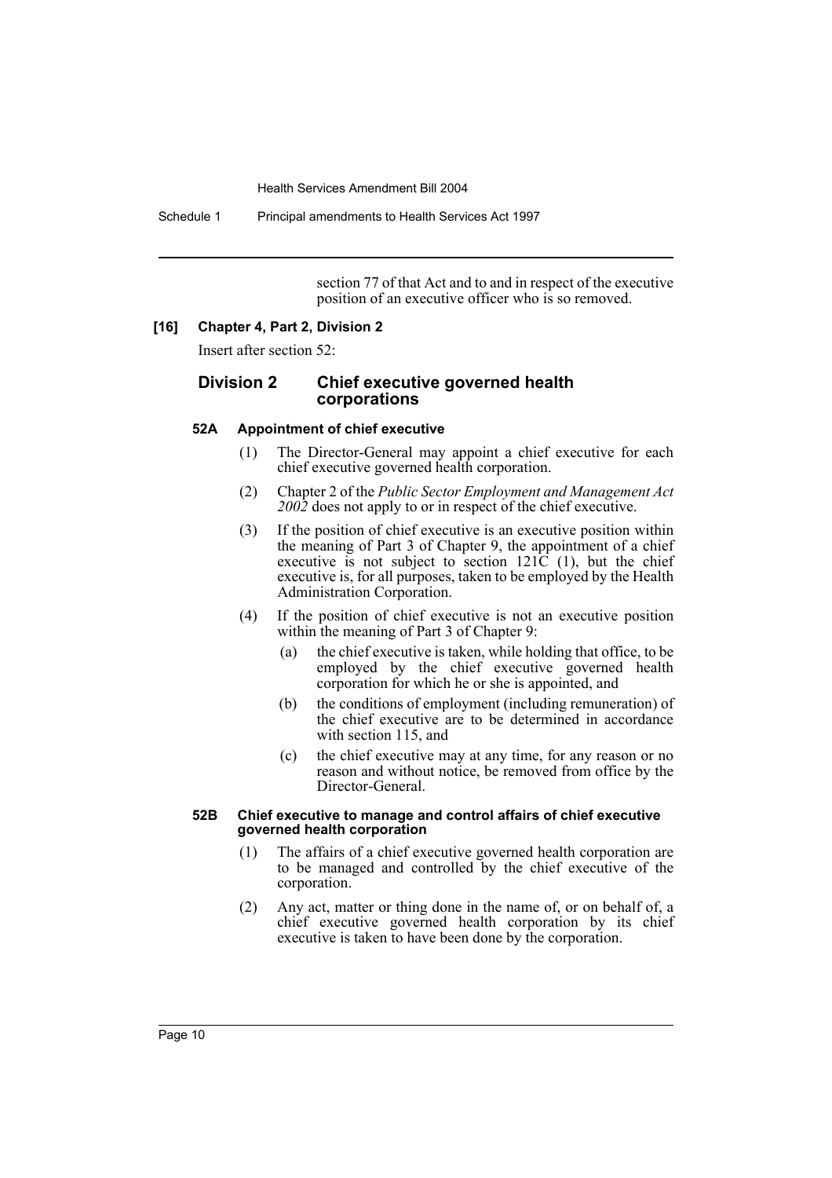section 77 of that Act and to and in respect of the executive position of an executive officer who is so removed.

**[16] Chapter 4, Part 2, Division 2**

Insert after section 52:

## Division 2 Chief executive governed health corporations

### 52A Appointment of chief executive

(1) The Director-General may appoint a chief executive for each chief executive governed health corporation.

(2) Chapter 2 of the *Public Sector Employment and Management Act 2002* does not apply to or in respect of the chief executive.

(3) If the position of chief executive is an executive position within the meaning of Part 3 of Chapter 9, the appointment of a chief executive is not subject to section 121C (1), but the chief executive is, for all purposes, taken to be employed by the Health Administration Corporation.

(4) If the position of chief executive is not an executive position within the meaning of Part 3 of Chapter 9:

(a) the chief executive is taken, while holding that office, to be employed by the chief executive governed health corporation for which he or she is appointed, and

(b) the conditions of employment (including remuneration) of the chief executive are to be determined in accordance with section 115, and

(c) the chief executive may at any time, for any reason or no reason and without notice, be removed from office by the Director-General.

### 52B Chief executive to manage and control affairs of chief executive governed health corporation

(1) The affairs of a chief executive governed health corporation are to be managed and controlled by the chief executive of the corporation.

(2) Any act, matter or thing done in the name of, or on behalf of, a chief executive governed health corporation by its chief executive is taken to have been done by the corporation.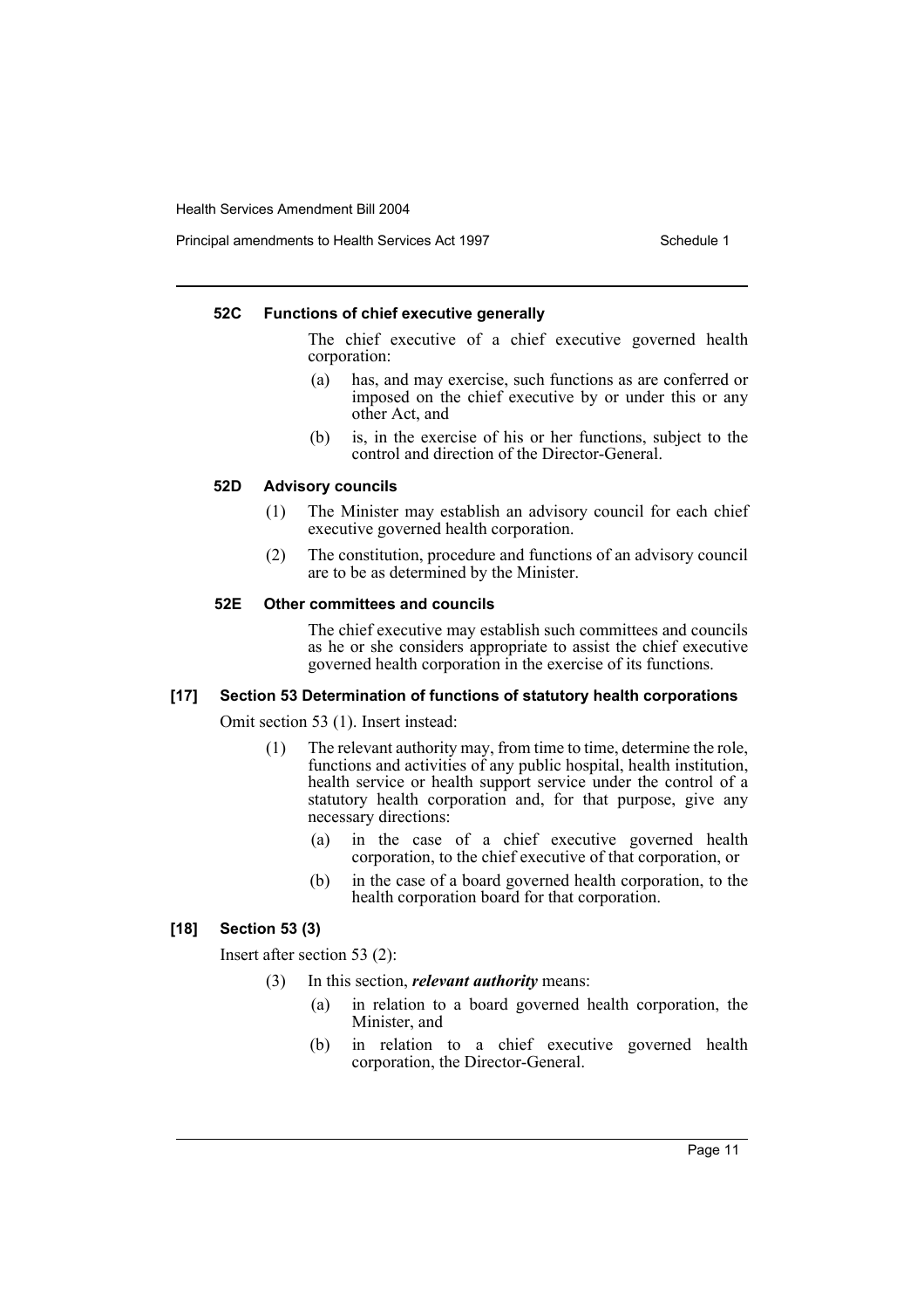#### 52C Functions of chief executive generally

The chief executive of a chief executive governed health corporation:

(a) has, and may exercise, such functions as are conferred or imposed on the chief executive by or under this or any other Act, and

(b) is, in the exercise of his or her functions, subject to the control and direction of the Director-General.

#### 52D Advisory councils

(1) The Minister may establish an advisory council for each chief executive governed health corporation.

(2) The constitution, procedure and functions of an advisory council are to be as determined by the Minister.

#### 52E Other committees and councils

The chief executive may establish such committees and councils as he or she considers appropriate to assist the chief executive governed health corporation in the exercise of its functions.

### [17] Section 53 Determination of functions of statutory health corporations

Omit section 53 (1). Insert instead:

(1) The relevant authority may, from time to time, determine the role, functions and activities of any public hospital, health institution, health service or health support service under the control of a statutory health corporation and, for that purpose, give any necessary directions:

(a) in the case of a chief executive governed health corporation, to the chief executive of that corporation, or

(b) in the case of a board governed health corporation, to the health corporation board for that corporation.

### [18] Section 53 (3)

Insert after section 53 (2):

(3) In this section, ***relevant authority*** means:

(a) in relation to a board governed health corporation, the Minister, and

(b) in relation to a chief executive governed health corporation, the Director-General.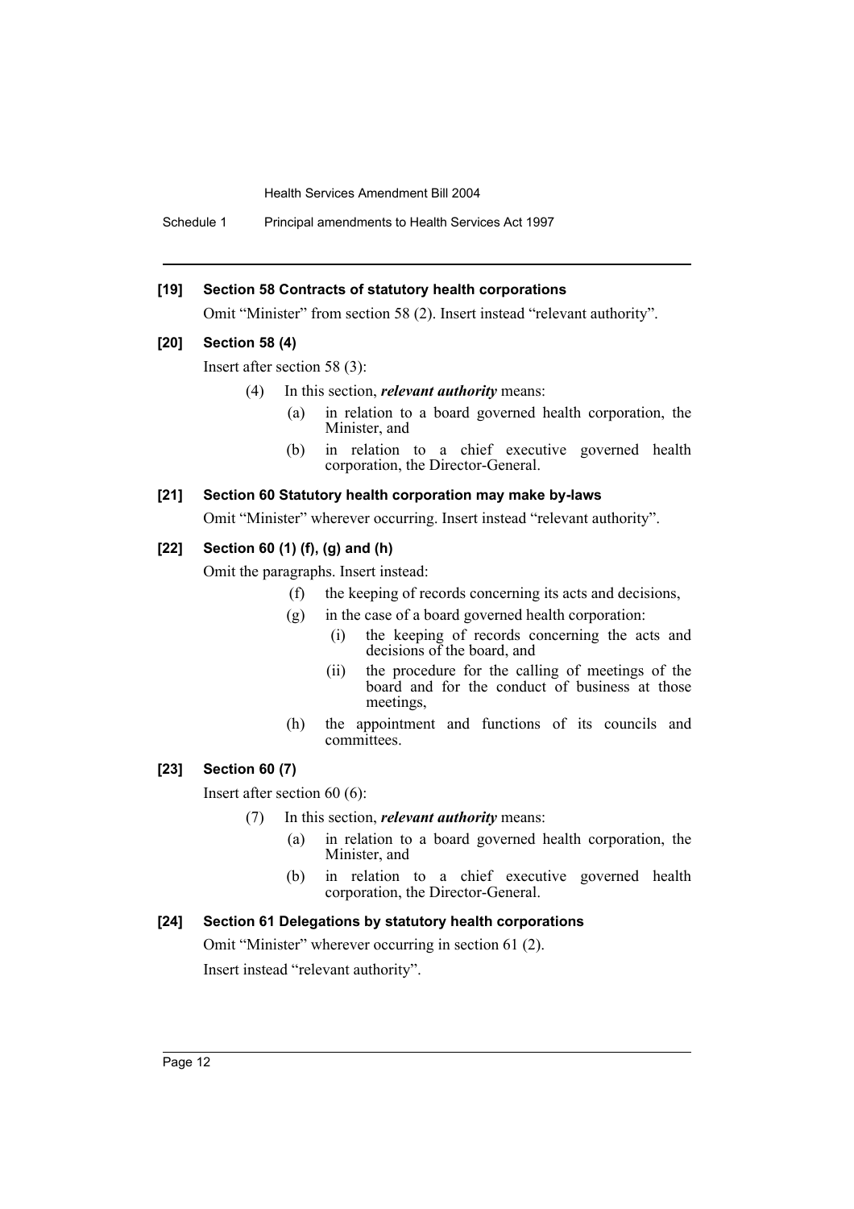**[19] Section 58 Contracts of statutory health corporations**

Omit "Minister" from section 58 (2). Insert instead "relevant authority".

**[20] Section 58 (4)**

Insert after section 58 (3):

(4) In this section, ***relevant authority*** means:

(a) in relation to a board governed health corporation, the Minister, and

(b) in relation to a chief executive governed health corporation, the Director-General.

**[21] Section 60 Statutory health corporation may make by-laws**

Omit "Minister" wherever occurring. Insert instead "relevant authority".

**[22] Section 60 (1) (f), (g) and (h)**

Omit the paragraphs. Insert instead:

(f) the keeping of records concerning its acts and decisions,

(g) in the case of a board governed health corporation:

(i) the keeping of records concerning the acts and decisions of the board, and

(ii) the procedure for the calling of meetings of the board and for the conduct of business at those meetings,

(h) the appointment and functions of its councils and committees.

**[23] Section 60 (7)**

Insert after section 60 (6):

(7) In this section, ***relevant authority*** means:

(a) in relation to a board governed health corporation, the Minister, and

(b) in relation to a chief executive governed health corporation, the Director-General.

**[24] Section 61 Delegations by statutory health corporations**

Omit "Minister" wherever occurring in section 61 (2).

Insert instead "relevant authority".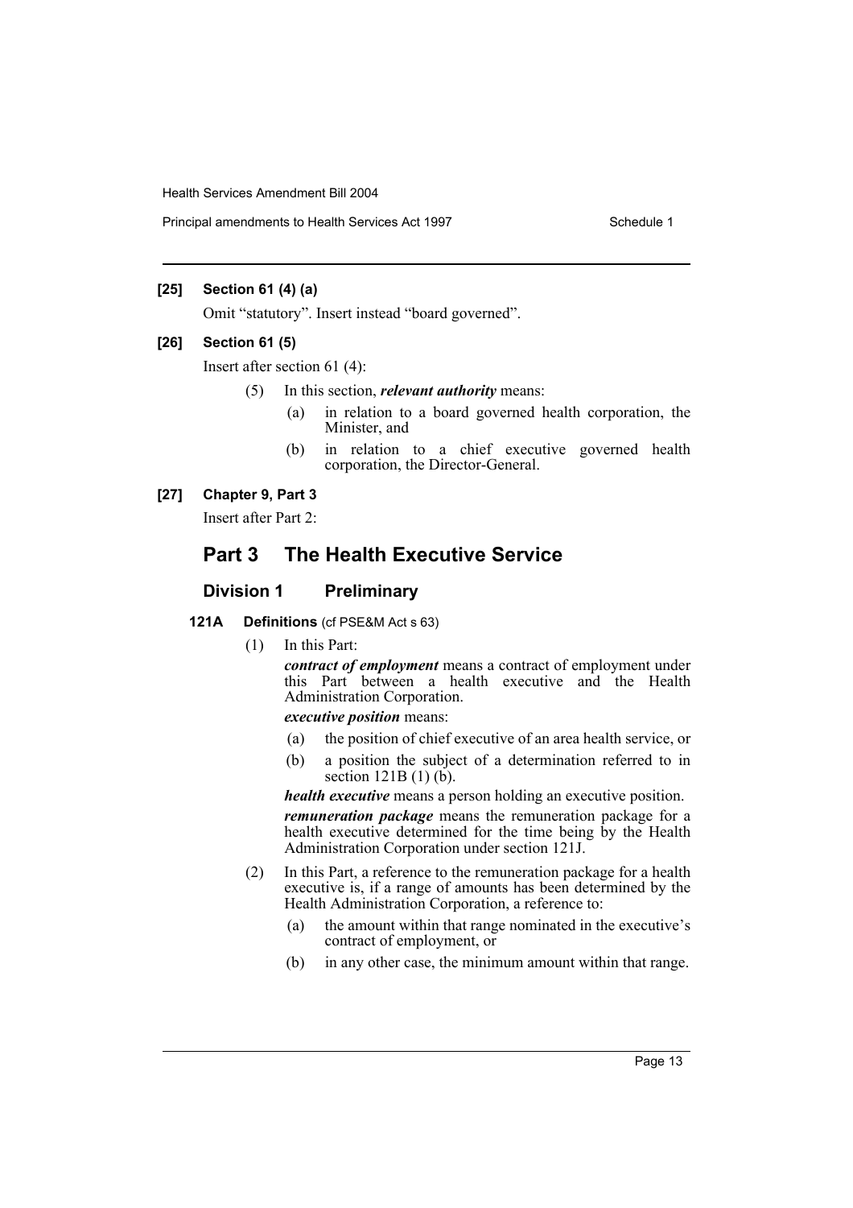**[25] Section 61 (4) (a)**

Omit "statutory". Insert instead "board governed".

**[26] Section 61 (5)**

Insert after section 61 (4):

(5) In this section, ***relevant authority*** means:

- (a) in relation to a board governed health corporation, the Minister, and
- (b) in relation to a chief executive governed health corporation, the Director-General.

**[27] Chapter 9, Part 3**

Insert after Part 2:

# Part 3 The Health Executive Service

## Division 1 Preliminary

**121A Definitions** (cf PSE&M Act s 63)

(1) In this Part:

***contract of employment*** means a contract of employment under this Part between a health executive and the Health Administration Corporation.

***executive position*** means:

- (a) the position of chief executive of an area health service, or
- (b) a position the subject of a determination referred to in section 121B (1) (b).

***health executive*** means a person holding an executive position.

***remuneration package*** means the remuneration package for a health executive determined for the time being by the Health Administration Corporation under section 121J.

(2) In this Part, a reference to the remuneration package for a health executive is, if a range of amounts has been determined by the Health Administration Corporation, a reference to:

- (a) the amount within that range nominated in the executive's contract of employment, or
- (b) in any other case, the minimum amount within that range.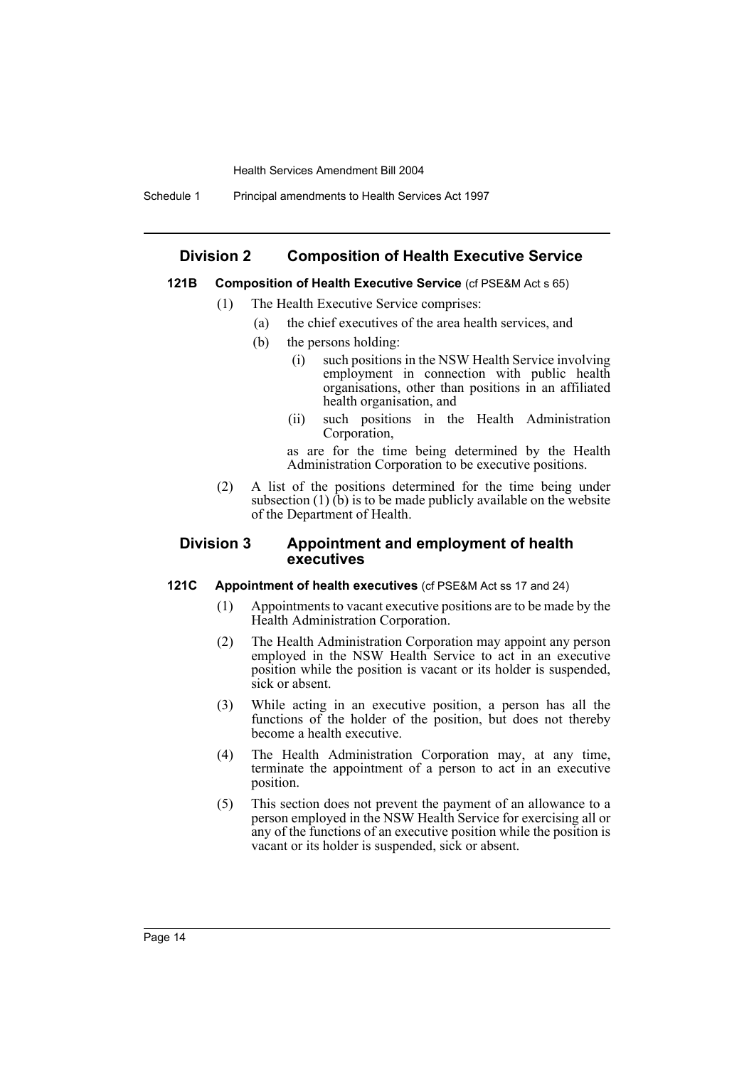## Division 2 Composition of Health Executive Service

### 121B Composition of Health Executive Service (cf PSE&M Act s 65)

(1) The Health Executive Service comprises:

(a) the chief executives of the area health services, and

(b) the persons holding:

(i) such positions in the NSW Health Service involving employment in connection with public health organisations, other than positions in an affiliated health organisation, and

(ii) such positions in the Health Administration Corporation,

as are for the time being determined by the Health Administration Corporation to be executive positions.

(2) A list of the positions determined for the time being under subsection (1) (b) is to be made publicly available on the website of the Department of Health.

## Division 3 Appointment and employment of health executives

### 121C Appointment of health executives (cf PSE&M Act ss 17 and 24)

(1) Appointments to vacant executive positions are to be made by the Health Administration Corporation.

(2) The Health Administration Corporation may appoint any person employed in the NSW Health Service to act in an executive position while the position is vacant or its holder is suspended, sick or absent.

(3) While acting in an executive position, a person has all the functions of the holder of the position, but does not thereby become a health executive.

(4) The Health Administration Corporation may, at any time, terminate the appointment of a person to act in an executive position.

(5) This section does not prevent the payment of an allowance to a person employed in the NSW Health Service for exercising all or any of the functions of an executive position while the position is vacant or its holder is suspended, sick or absent.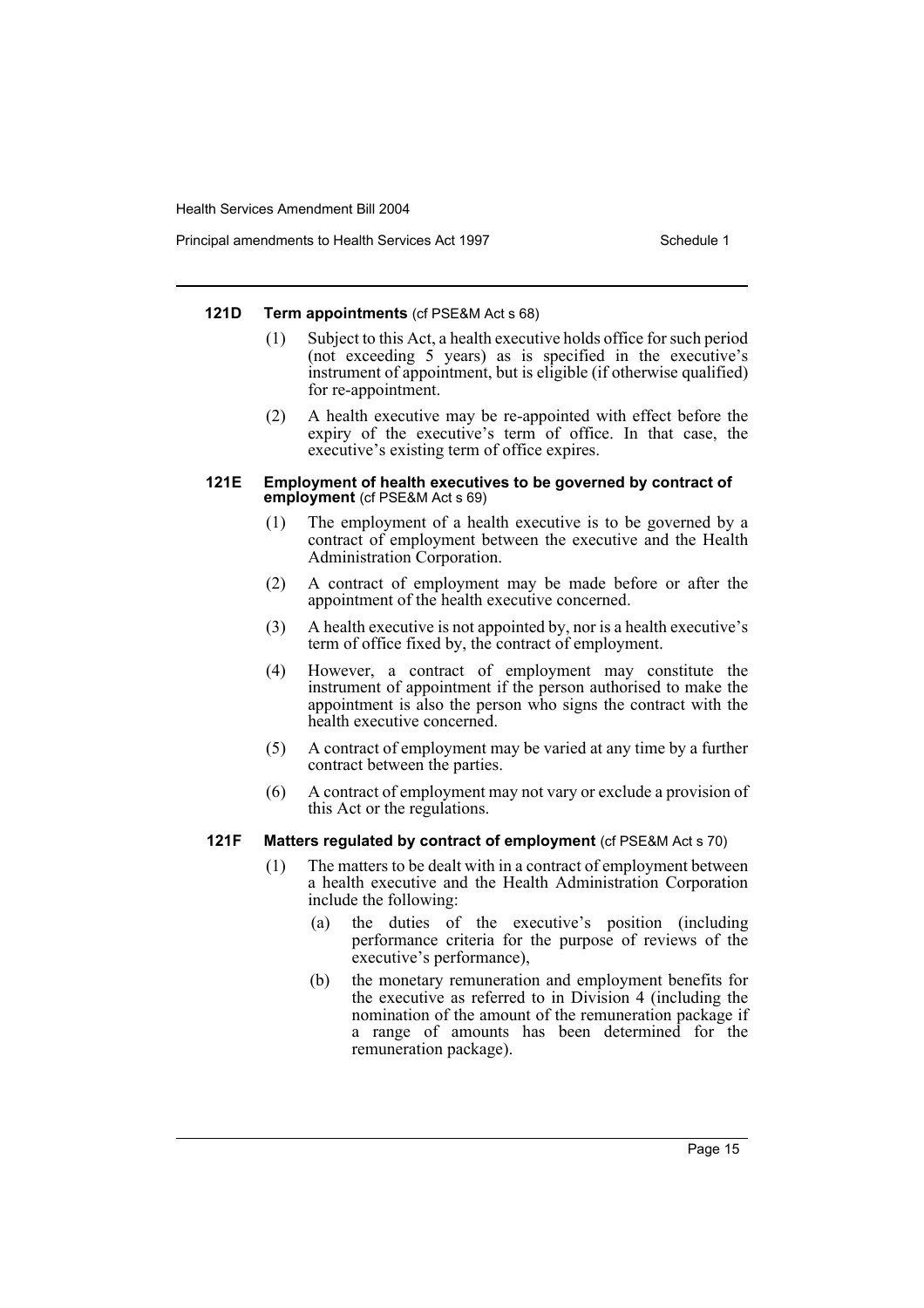#### 121D Term appointments (cf PSE&M Act s 68)

(1) Subject to this Act, a health executive holds office for such period (not exceeding 5 years) as is specified in the executive's instrument of appointment, but is eligible (if otherwise qualified) for re-appointment.

(2) A health executive may be re-appointed with effect before the expiry of the executive's term of office. In that case, the executive's existing term of office expires.

#### 121E Employment of health executives to be governed by contract of employment (cf PSE&M Act s 69)

(1) The employment of a health executive is to be governed by a contract of employment between the executive and the Health Administration Corporation.

(2) A contract of employment may be made before or after the appointment of the health executive concerned.

(3) A health executive is not appointed by, nor is a health executive's term of office fixed by, the contract of employment.

(4) However, a contract of employment may constitute the instrument of appointment if the person authorised to make the appointment is also the person who signs the contract with the health executive concerned.

(5) A contract of employment may be varied at any time by a further contract between the parties.

(6) A contract of employment may not vary or exclude a provision of this Act or the regulations.

#### 121F Matters regulated by contract of employment (cf PSE&M Act s 70)

(1) The matters to be dealt with in a contract of employment between a health executive and the Health Administration Corporation include the following:

- (a) the duties of the executive's position (including performance criteria for the purpose of reviews of the executive's performance),
- (b) the monetary remuneration and employment benefits for the executive as referred to in Division 4 (including the nomination of the amount of the remuneration package if a range of amounts has been determined for the remuneration package).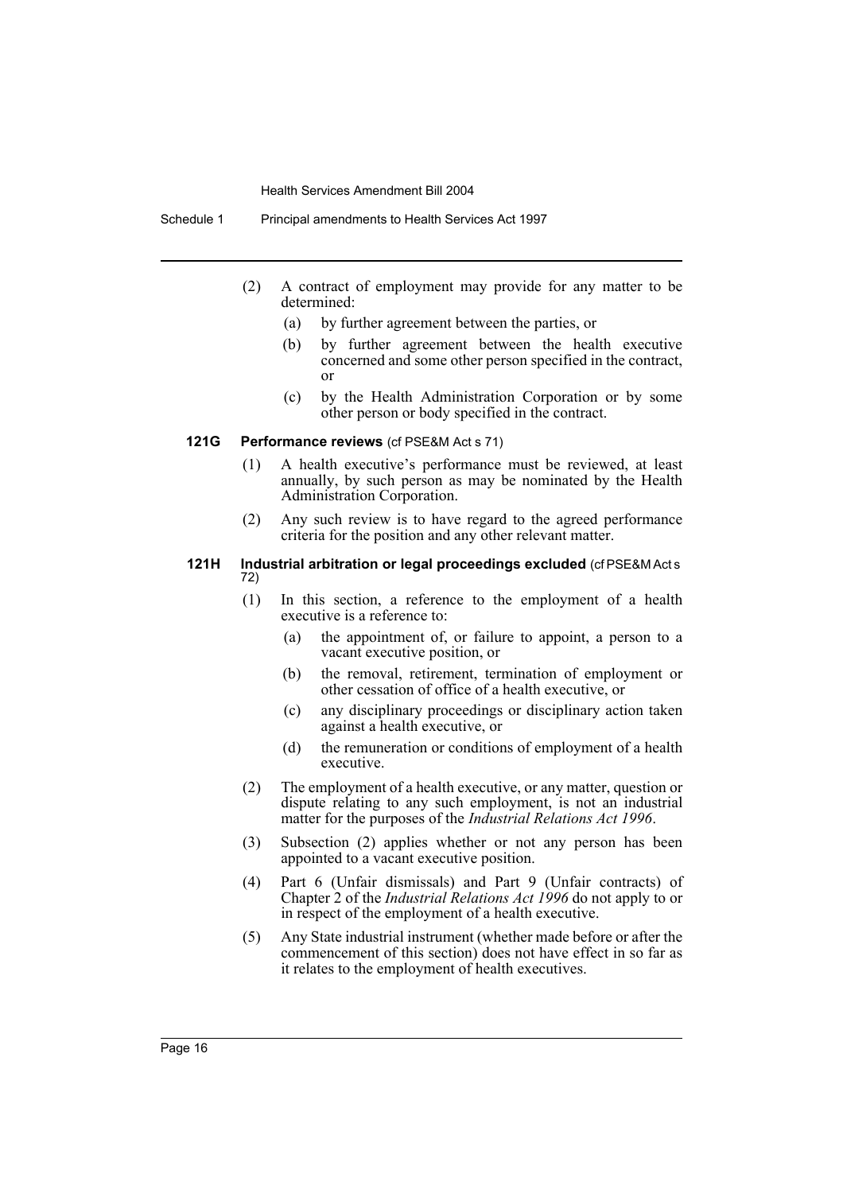(2) A contract of employment may provide for any matter to be determined:

- (a) by further agreement between the parties, or
- (b) by further agreement between the health executive concerned and some other person specified in the contract, or
- (c) by the Health Administration Corporation or by some other person or body specified in the contract.

### 121G Performance reviews (cf PSE&M Act s 71)

(1) A health executive's performance must be reviewed, at least annually, by such person as may be nominated by the Health Administration Corporation.

(2) Any such review is to have regard to the agreed performance criteria for the position and any other relevant matter.

### 121H Industrial arbitration or legal proceedings excluded (cf PSE&M Act s 72)

(1) In this section, a reference to the employment of a health executive is a reference to:

- (a) the appointment of, or failure to appoint, a person to a vacant executive position, or
- (b) the removal, retirement, termination of employment or other cessation of office of a health executive, or
- (c) any disciplinary proceedings or disciplinary action taken against a health executive, or
- (d) the remuneration or conditions of employment of a health executive.

(2) The employment of a health executive, or any matter, question or dispute relating to any such employment, is not an industrial matter for the purposes of the *Industrial Relations Act 1996*.

(3) Subsection (2) applies whether or not any person has been appointed to a vacant executive position.

(4) Part 6 (Unfair dismissals) and Part 9 (Unfair contracts) of Chapter 2 of the *Industrial Relations Act 1996* do not apply to or in respect of the employment of a health executive.

(5) Any State industrial instrument (whether made before or after the commencement of this section) does not have effect in so far as it relates to the employment of health executives.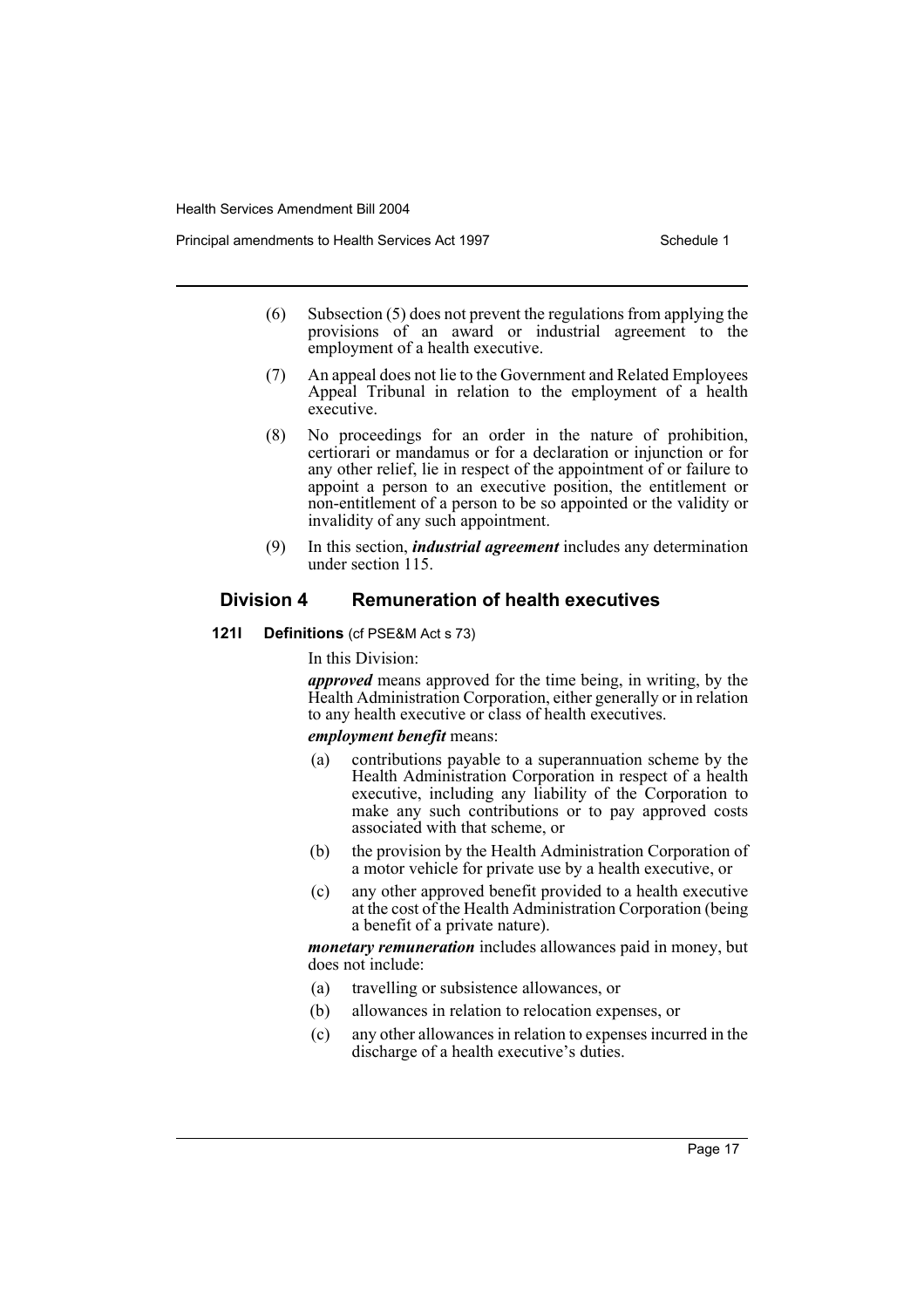(6) Subsection (5) does not prevent the regulations from applying the provisions of an award or industrial agreement to the employment of a health executive.

(7) An appeal does not lie to the Government and Related Employees Appeal Tribunal in relation to the employment of a health executive.

(8) No proceedings for an order in the nature of prohibition, certiorari or mandamus or for a declaration or injunction or for any other relief, lie in respect of the appointment of or failure to appoint a person to an executive position, the entitlement or non-entitlement of a person to be so appointed or the validity or invalidity of any such appointment.

(9) In this section, ***industrial agreement*** includes any determination under section 115.

## Division 4 Remuneration of health executives

**121I Definitions** (cf PSE&M Act s 73)

In this Division:

***approved*** means approved for the time being, in writing, by the Health Administration Corporation, either generally or in relation to any health executive or class of health executives.

***employment benefit*** means:

(a) contributions payable to a superannuation scheme by the Health Administration Corporation in respect of a health executive, including any liability of the Corporation to make any such contributions or to pay approved costs associated with that scheme, or

(b) the provision by the Health Administration Corporation of a motor vehicle for private use by a health executive, or

(c) any other approved benefit provided to a health executive at the cost of the Health Administration Corporation (being a benefit of a private nature).

***monetary remuneration*** includes allowances paid in money, but does not include:

(a) travelling or subsistence allowances, or

(b) allowances in relation to relocation expenses, or

(c) any other allowances in relation to expenses incurred in the discharge of a health executive's duties.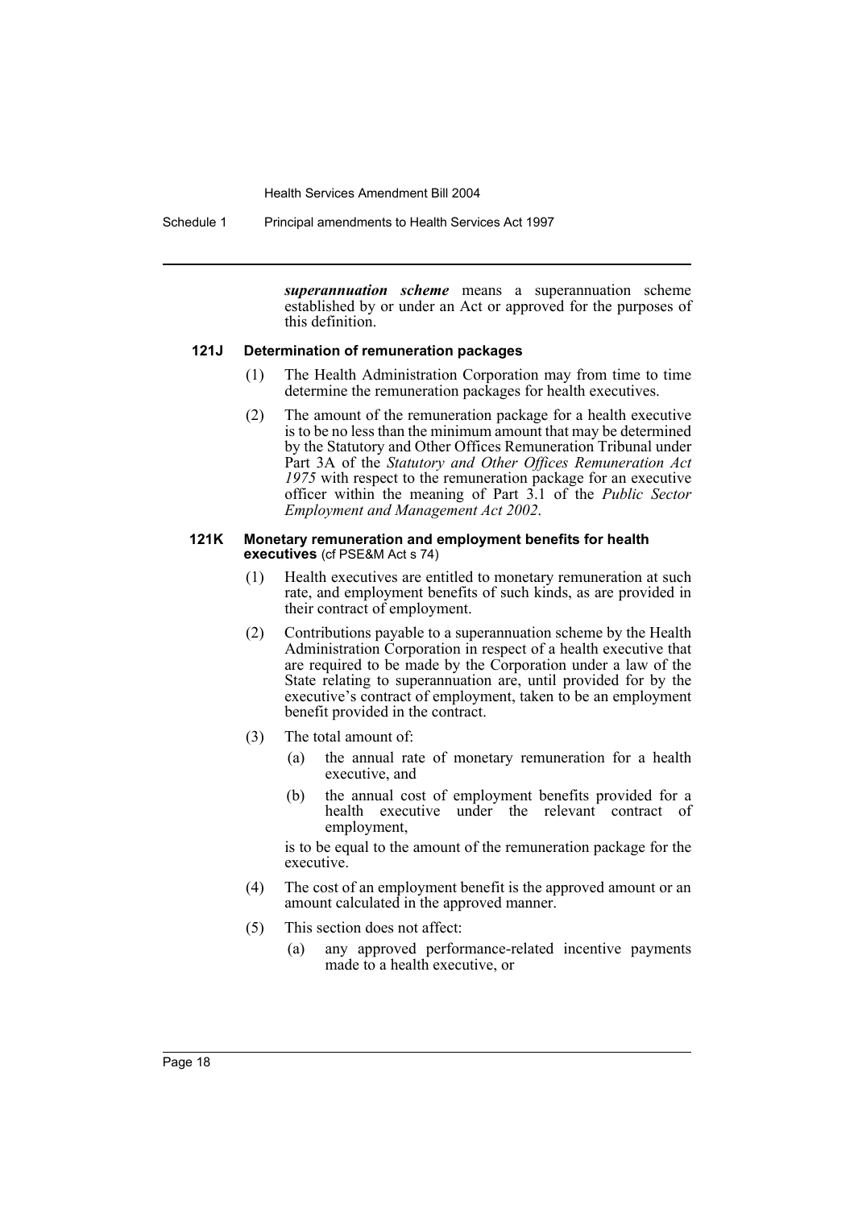***superannuation scheme*** means a superannuation scheme established by or under an Act or approved for the purposes of this definition.

**121J Determination of remuneration packages**

(1) The Health Administration Corporation may from time to time determine the remuneration packages for health executives.

(2) The amount of the remuneration package for a health executive is to be no less than the minimum amount that may be determined by the Statutory and Other Offices Remuneration Tribunal under Part 3A of the *Statutory and Other Offices Remuneration Act 1975* with respect to the remuneration package for an executive officer within the meaning of Part 3.1 of the *Public Sector Employment and Management Act 2002*.

**121K Monetary remuneration and employment benefits for health executives** (cf PSE&M Act s 74)

(1) Health executives are entitled to monetary remuneration at such rate, and employment benefits of such kinds, as are provided in their contract of employment.

(2) Contributions payable to a superannuation scheme by the Health Administration Corporation in respect of a health executive that are required to be made by the Corporation under a law of the State relating to superannuation are, until provided for by the executive's contract of employment, taken to be an employment benefit provided in the contract.

(3) The total amount of:

(a) the annual rate of monetary remuneration for a health executive, and

(b) the annual cost of employment benefits provided for a health executive under the relevant contract of employment,

is to be equal to the amount of the remuneration package for the executive.

(4) The cost of an employment benefit is the approved amount or an amount calculated in the approved manner.

(5) This section does not affect:

(a) any approved performance-related incentive payments made to a health executive, or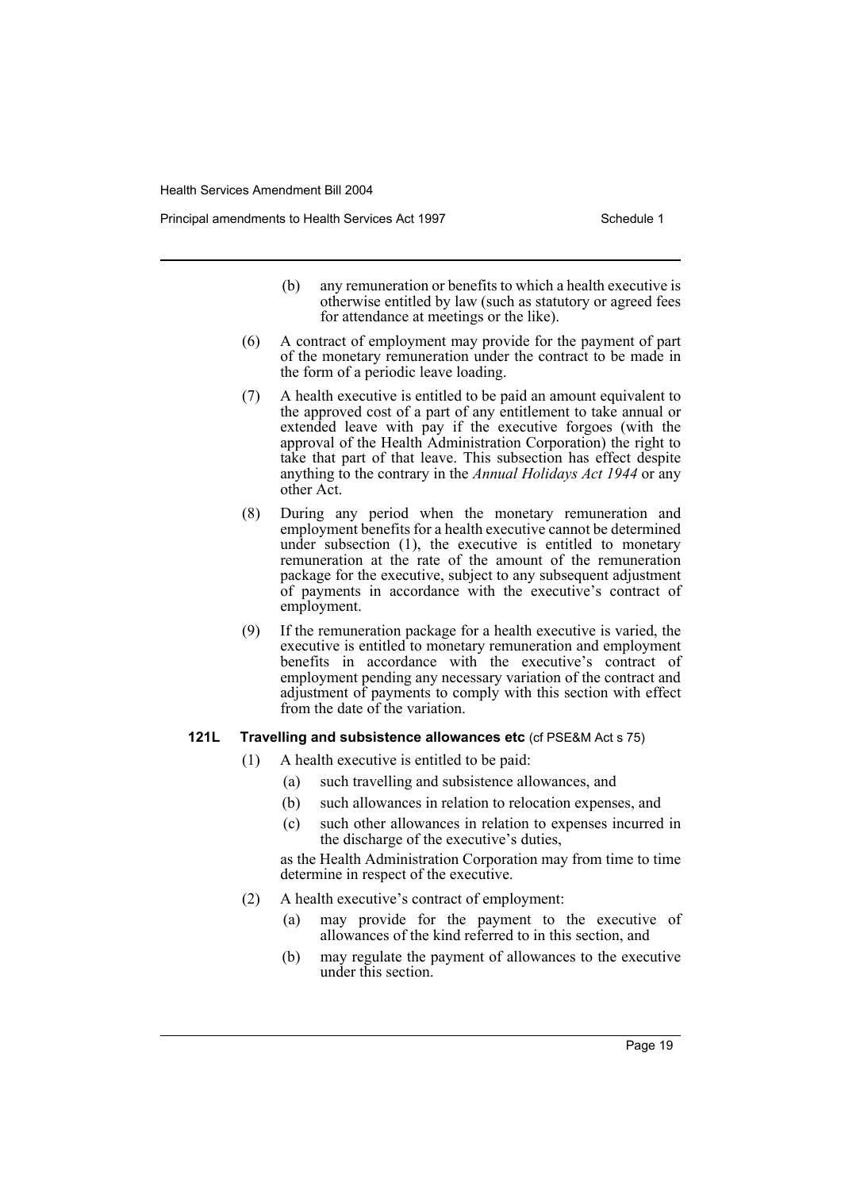(b) any remuneration or benefits to which a health executive is otherwise entitled by law (such as statutory or agreed fees for attendance at meetings or the like).

(6) A contract of employment may provide for the payment of part of the monetary remuneration under the contract to be made in the form of a periodic leave loading.

(7) A health executive is entitled to be paid an amount equivalent to the approved cost of a part of any entitlement to take annual or extended leave with pay if the executive forgoes (with the approval of the Health Administration Corporation) the right to take that part of that leave. This subsection has effect despite anything to the contrary in the *Annual Holidays Act 1944* or any other Act.

(8) During any period when the monetary remuneration and employment benefits for a health executive cannot be determined under subsection (1), the executive is entitled to monetary remuneration at the rate of the amount of the remuneration package for the executive, subject to any subsequent adjustment of payments in accordance with the executive's contract of employment.

(9) If the remuneration package for a health executive is varied, the executive is entitled to monetary remuneration and employment benefits in accordance with the executive's contract of employment pending any necessary variation of the contract and adjustment of payments to comply with this section with effect from the date of the variation.

**121L Travelling and subsistence allowances etc** (cf PSE&M Act s 75)

(1) A health executive is entitled to be paid:

(a) such travelling and subsistence allowances, and

(b) such allowances in relation to relocation expenses, and

(c) such other allowances in relation to expenses incurred in the discharge of the executive's duties,

as the Health Administration Corporation may from time to time determine in respect of the executive.

(2) A health executive's contract of employment:

(a) may provide for the payment to the executive of allowances of the kind referred to in this section, and

(b) may regulate the payment of allowances to the executive under this section.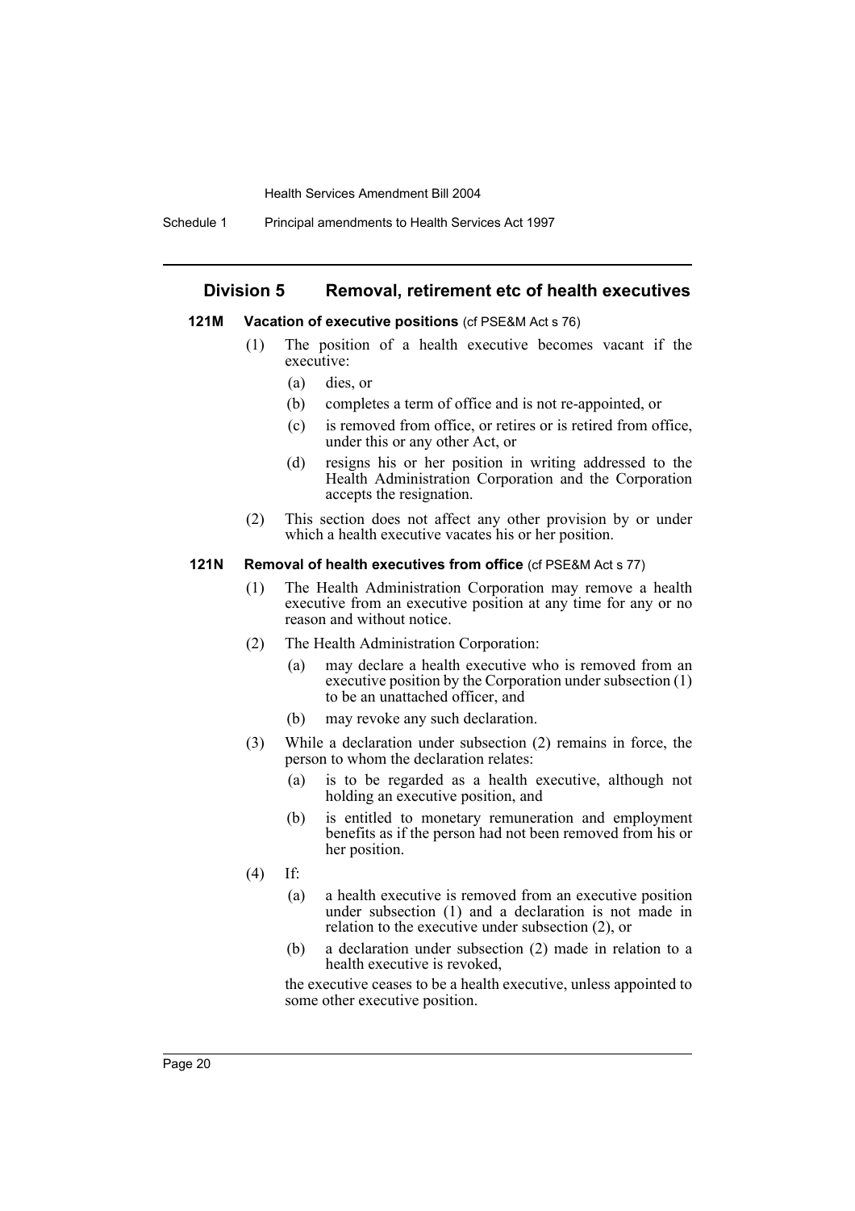## Division 5 Removal, retirement etc of health executives

### 121M Vacation of executive positions (cf PSE&M Act s 76)

(1) The position of a health executive becomes vacant if the executive:

- (a) dies, or
- (b) completes a term of office and is not re-appointed, or
- (c) is removed from office, or retires or is retired from office, under this or any other Act, or
- (d) resigns his or her position in writing addressed to the Health Administration Corporation and the Corporation accepts the resignation.

(2) This section does not affect any other provision by or under which a health executive vacates his or her position.

### 121N Removal of health executives from office (cf PSE&M Act s 77)

(1) The Health Administration Corporation may remove a health executive from an executive position at any time for any or no reason and without notice.

(2) The Health Administration Corporation:

- (a) may declare a health executive who is removed from an executive position by the Corporation under subsection (1) to be an unattached officer, and
- (b) may revoke any such declaration.

(3) While a declaration under subsection (2) remains in force, the person to whom the declaration relates:

- (a) is to be regarded as a health executive, although not holding an executive position, and
- (b) is entitled to monetary remuneration and employment benefits as if the person had not been removed from his or her position.

(4) If:

- (a) a health executive is removed from an executive position under subsection (1) and a declaration is not made in relation to the executive under subsection (2), or
- (b) a declaration under subsection (2) made in relation to a health executive is revoked,

the executive ceases to be a health executive, unless appointed to some other executive position.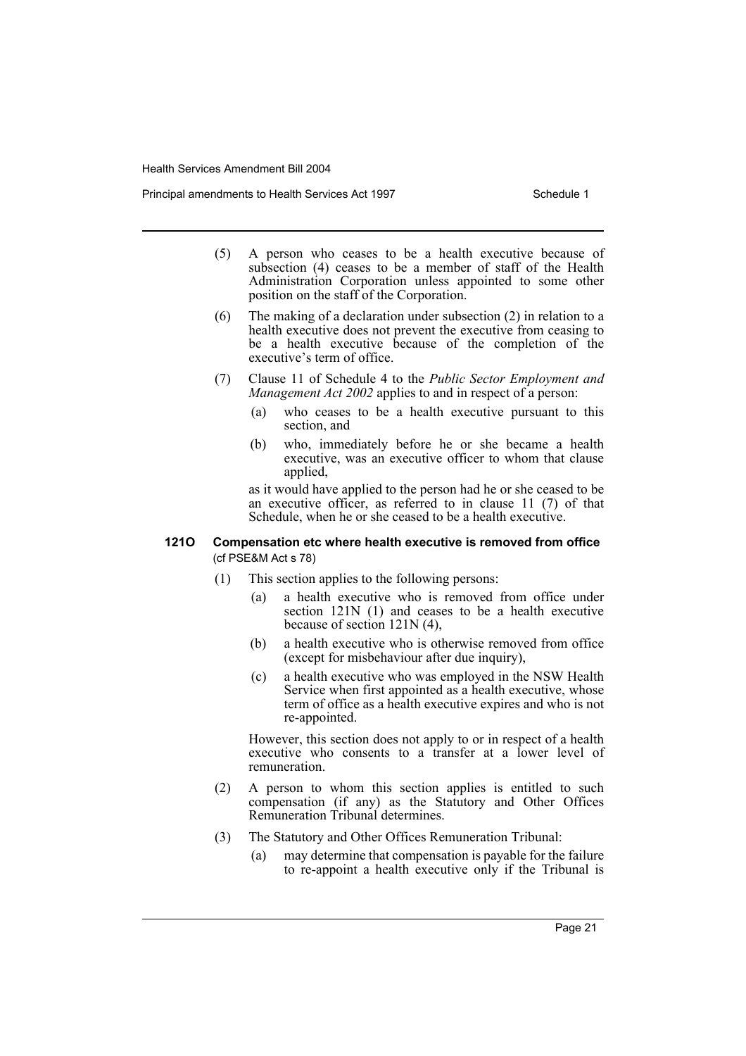(5) A person who ceases to be a health executive because of subsection (4) ceases to be a member of staff of the Health Administration Corporation unless appointed to some other position on the staff of the Corporation.

(6) The making of a declaration under subsection (2) in relation to a health executive does not prevent the executive from ceasing to be a health executive because of the completion of the executive's term of office.

(7) Clause 11 of Schedule 4 to the *Public Sector Employment and Management Act 2002* applies to and in respect of a person:

(a) who ceases to be a health executive pursuant to this section, and

(b) who, immediately before he or she became a health executive, was an executive officer to whom that clause applied,

as it would have applied to the person had he or she ceased to be an executive officer, as referred to in clause 11 (7) of that Schedule, when he or she ceased to be a health executive.

**121O Compensation etc where health executive is removed from office**
(cf PSE&M Act s 78)

(1) This section applies to the following persons:

(a) a health executive who is removed from office under section 121N (1) and ceases to be a health executive because of section 121N (4),

(b) a health executive who is otherwise removed from office (except for misbehaviour after due inquiry),

(c) a health executive who was employed in the NSW Health Service when first appointed as a health executive, whose term of office as a health executive expires and who is not re-appointed.

However, this section does not apply to or in respect of a health executive who consents to a transfer at a lower level of remuneration.

(2) A person to whom this section applies is entitled to such compensation (if any) as the Statutory and Other Offices Remuneration Tribunal determines.

(3) The Statutory and Other Offices Remuneration Tribunal:

(a) may determine that compensation is payable for the failure to re-appoint a health executive only if the Tribunal is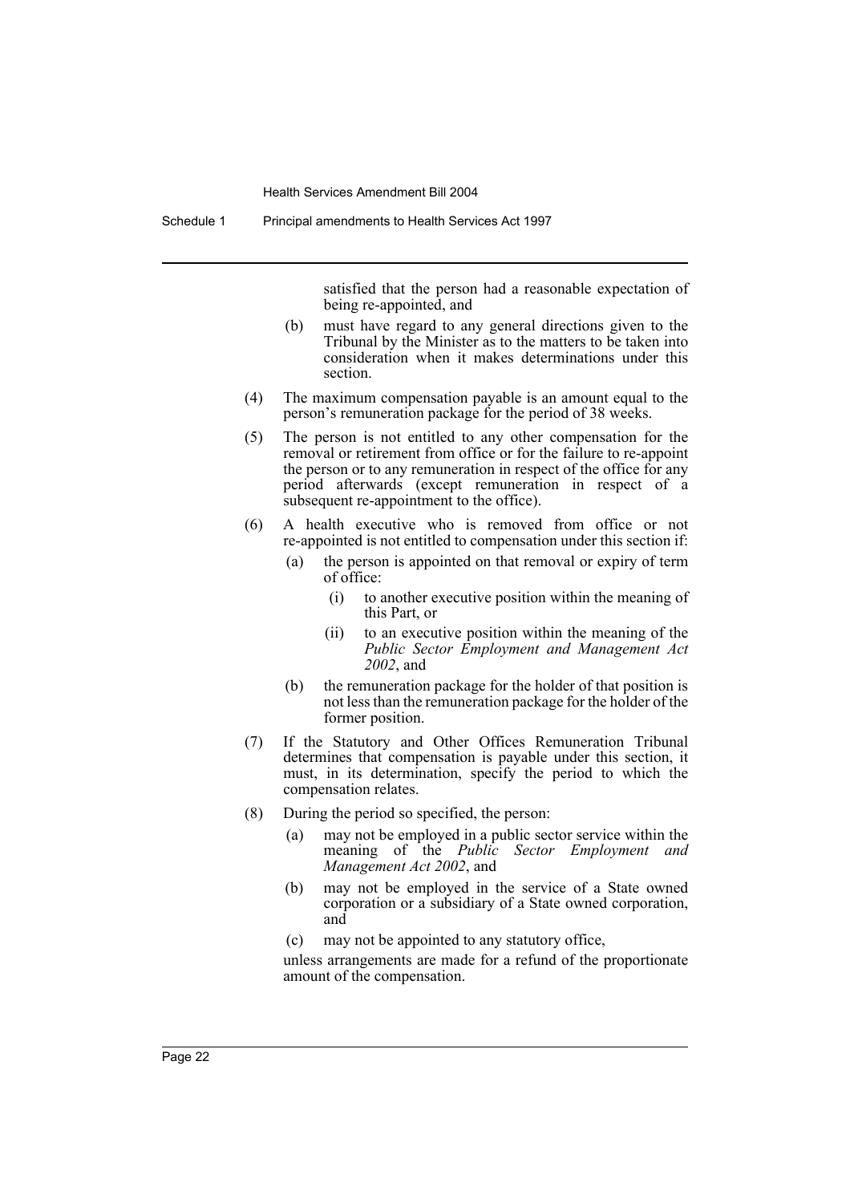satisfied that the person had a reasonable expectation of being re-appointed, and

(b) must have regard to any general directions given to the Tribunal by the Minister as to the matters to be taken into consideration when it makes determinations under this section.

(4) The maximum compensation payable is an amount equal to the person's remuneration package for the period of 38 weeks.

(5) The person is not entitled to any other compensation for the removal or retirement from office or for the failure to re-appoint the person or to any remuneration in respect of the office for any period afterwards (except remuneration in respect of a subsequent re-appointment to the office).

(6) A health executive who is removed from office or not re-appointed is not entitled to compensation under this section if:

  (a) the person is appointed on that removal or expiry of term of office:

    (i) to another executive position within the meaning of this Part, or

    (ii) to an executive position within the meaning of the *Public Sector Employment and Management Act 2002*, and

  (b) the remuneration package for the holder of that position is not less than the remuneration package for the holder of the former position.

(7) If the Statutory and Other Offices Remuneration Tribunal determines that compensation is payable under this section, it must, in its determination, specify the period to which the compensation relates.

(8) During the period so specified, the person:

  (a) may not be employed in a public sector service within the meaning of the *Public Sector Employment and Management Act 2002*, and

  (b) may not be employed in the service of a State owned corporation or a subsidiary of a State owned corporation, and

  (c) may not be appointed to any statutory office,

unless arrangements are made for a refund of the proportionate amount of the compensation.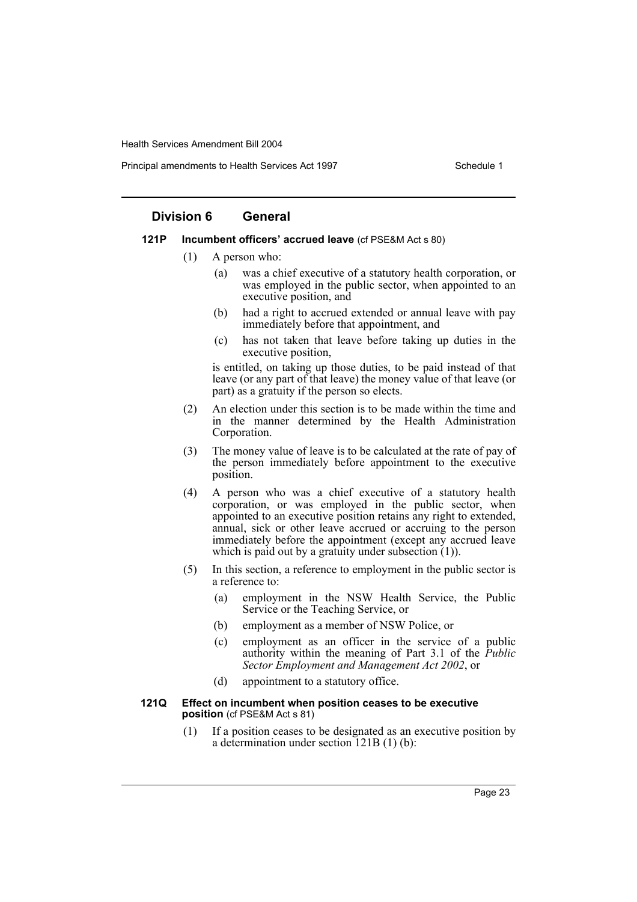## Division 6 General

### 121P Incumbent officers' accrued leave (cf PSE&M Act s 80)

(1) A person who:

- (a) was a chief executive of a statutory health corporation, or was employed in the public sector, when appointed to an executive position, and
- (b) had a right to accrued extended or annual leave with pay immediately before that appointment, and
- (c) has not taken that leave before taking up duties in the executive position,

is entitled, on taking up those duties, to be paid instead of that leave (or any part of that leave) the money value of that leave (or part) as a gratuity if the person so elects.

(2) An election under this section is to be made within the time and in the manner determined by the Health Administration Corporation.

(3) The money value of leave is to be calculated at the rate of pay of the person immediately before appointment to the executive position.

(4) A person who was a chief executive of a statutory health corporation, or was employed in the public sector, when appointed to an executive position retains any right to extended, annual, sick or other leave accrued or accruing to the person immediately before the appointment (except any accrued leave which is paid out by a gratuity under subsection (1)).

(5) In this section, a reference to employment in the public sector is a reference to:

- (a) employment in the NSW Health Service, the Public Service or the Teaching Service, or
- (b) employment as a member of NSW Police, or
- (c) employment as an officer in the service of a public authority within the meaning of Part 3.1 of the *Public Sector Employment and Management Act 2002*, or
- (d) appointment to a statutory office.

### 121Q Effect on incumbent when position ceases to be executive position (cf PSE&M Act s 81)

(1) If a position ceases to be designated as an executive position by a determination under section 121B (1) (b):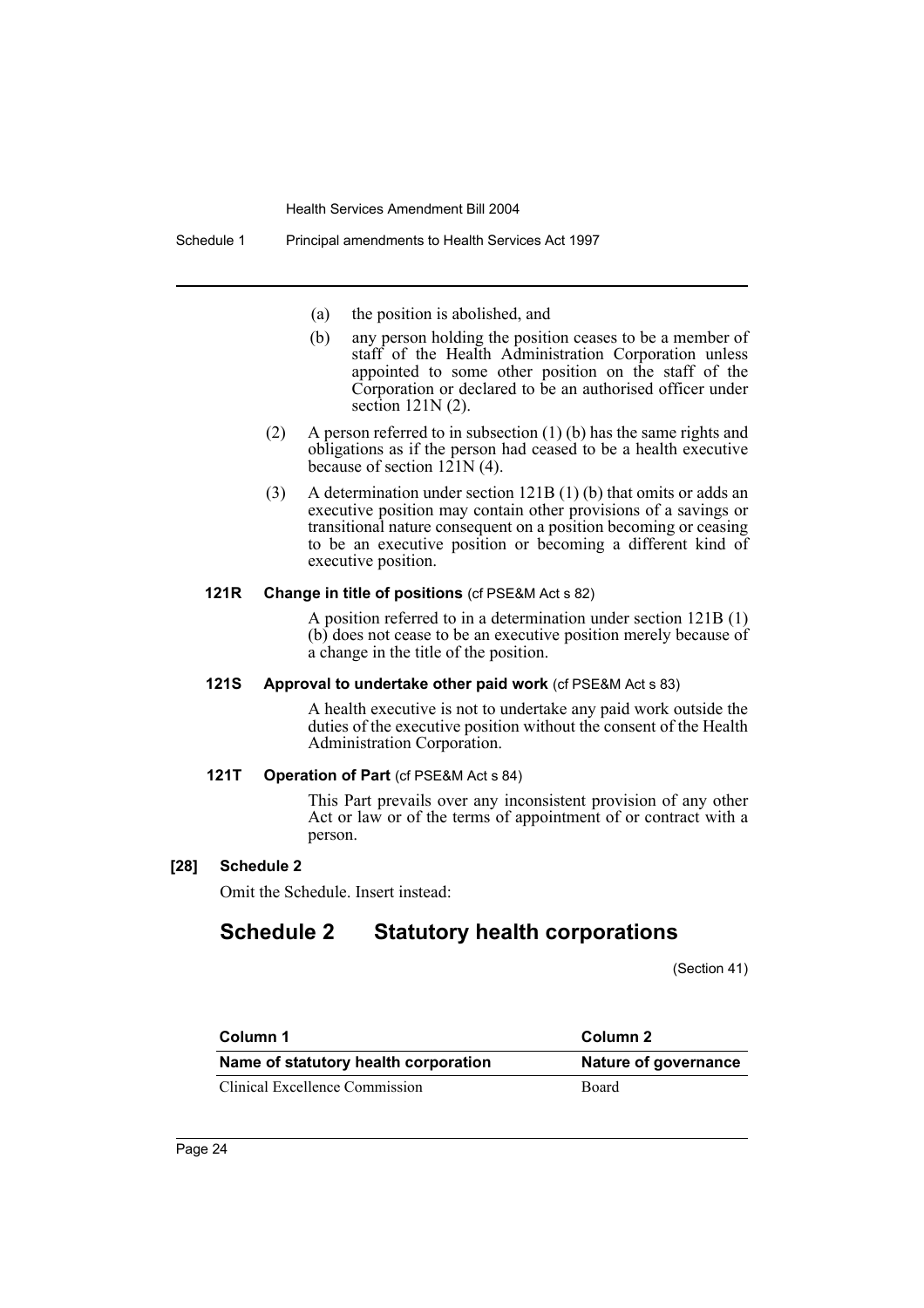(a) the position is abolished, and

(b) any person holding the position ceases to be a member of staff of the Health Administration Corporation unless appointed to some other position on the staff of the Corporation or declared to be an authorised officer under section 121N (2).

(2) A person referred to in subsection (1) (b) has the same rights and obligations as if the person had ceased to be a health executive because of section 121N (4).

(3) A determination under section 121B (1) (b) that omits or adds an executive position may contain other provisions of a savings or transitional nature consequent on a position becoming or ceasing to be an executive position or becoming a different kind of executive position.

**121R Change in title of positions** (cf PSE&M Act s 82)

A position referred to in a determination under section 121B (1) (b) does not cease to be an executive position merely because of a change in the title of the position.

**121S Approval to undertake other paid work** (cf PSE&M Act s 83)

A health executive is not to undertake any paid work outside the duties of the executive position without the consent of the Health Administration Corporation.

**121T Operation of Part** (cf PSE&M Act s 84)

This Part prevails over any inconsistent provision of any other Act or law or of the terms of appointment of or contract with a person.

**[28] Schedule 2**

Omit the Schedule. Insert instead:

# Schedule 2 Statutory health corporations

(Section 41)

| Column 1 | Column 2 |
|---|---|
| **Name of statutory health corporation** | **Nature of governance** |
| Clinical Excellence Commission | Board |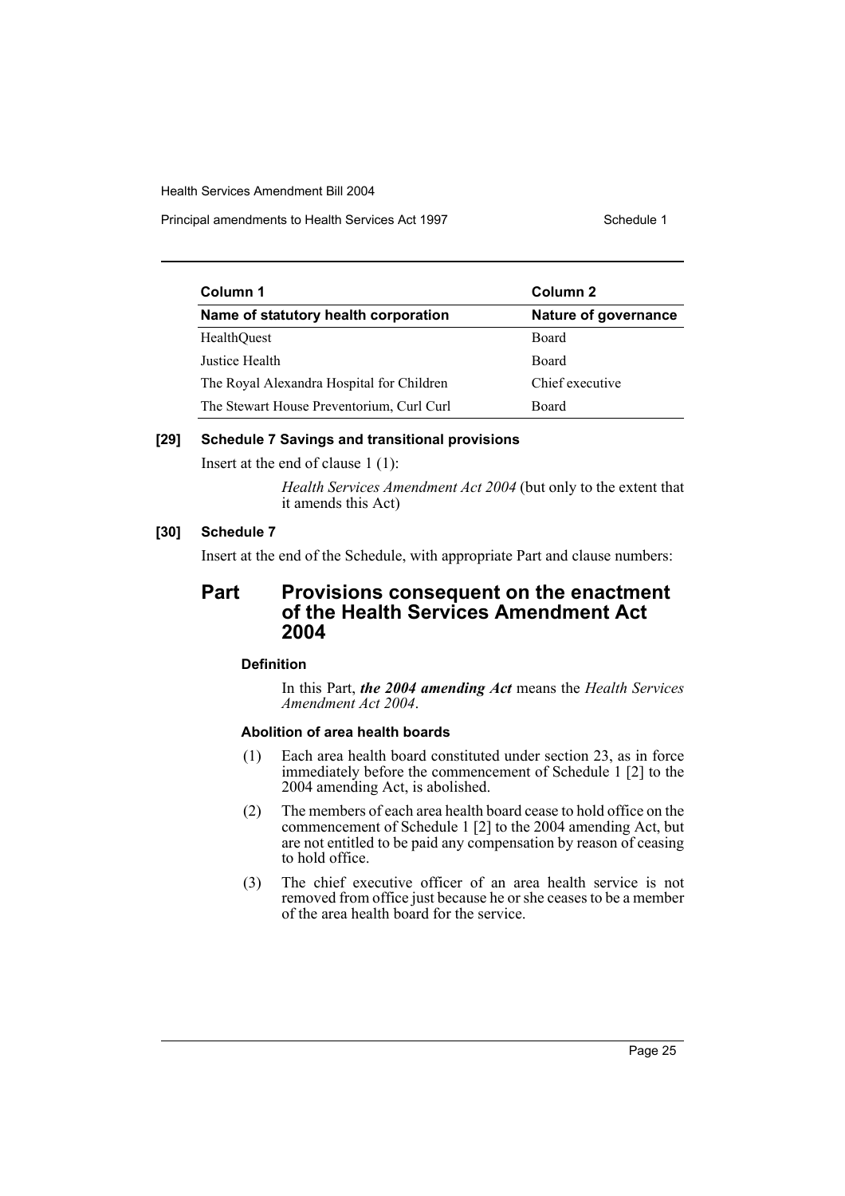| Column 1 | Column 2 |
| --- | --- |
| **Name of statutory health corporation** | **Nature of governance** |
| HealthQuest | Board |
| Justice Health | Board |
| The Royal Alexandra Hospital for Children | Chief executive |
| The Stewart House Preventorium, Curl Curl | Board |

**[29] Schedule 7 Savings and transitional provisions**

Insert at the end of clause 1 (1):

> *Health Services Amendment Act 2004* (but only to the extent that it amends this Act)

**[30] Schedule 7**

Insert at the end of the Schedule, with appropriate Part and clause numbers:

## Part Provisions consequent on the enactment of the Health Services Amendment Act 2004

### Definition

In this Part, ***the 2004 amending Act*** means the *Health Services Amendment Act 2004*.

### Abolition of area health boards

(1) Each area health board constituted under section 23, as in force immediately before the commencement of Schedule 1 [2] to the 2004 amending Act, is abolished.

(2) The members of each area health board cease to hold office on the commencement of Schedule 1 [2] to the 2004 amending Act, but are not entitled to be paid any compensation by reason of ceasing to hold office.

(3) The chief executive officer of an area health service is not removed from office just because he or she ceases to be a member of the area health board for the service.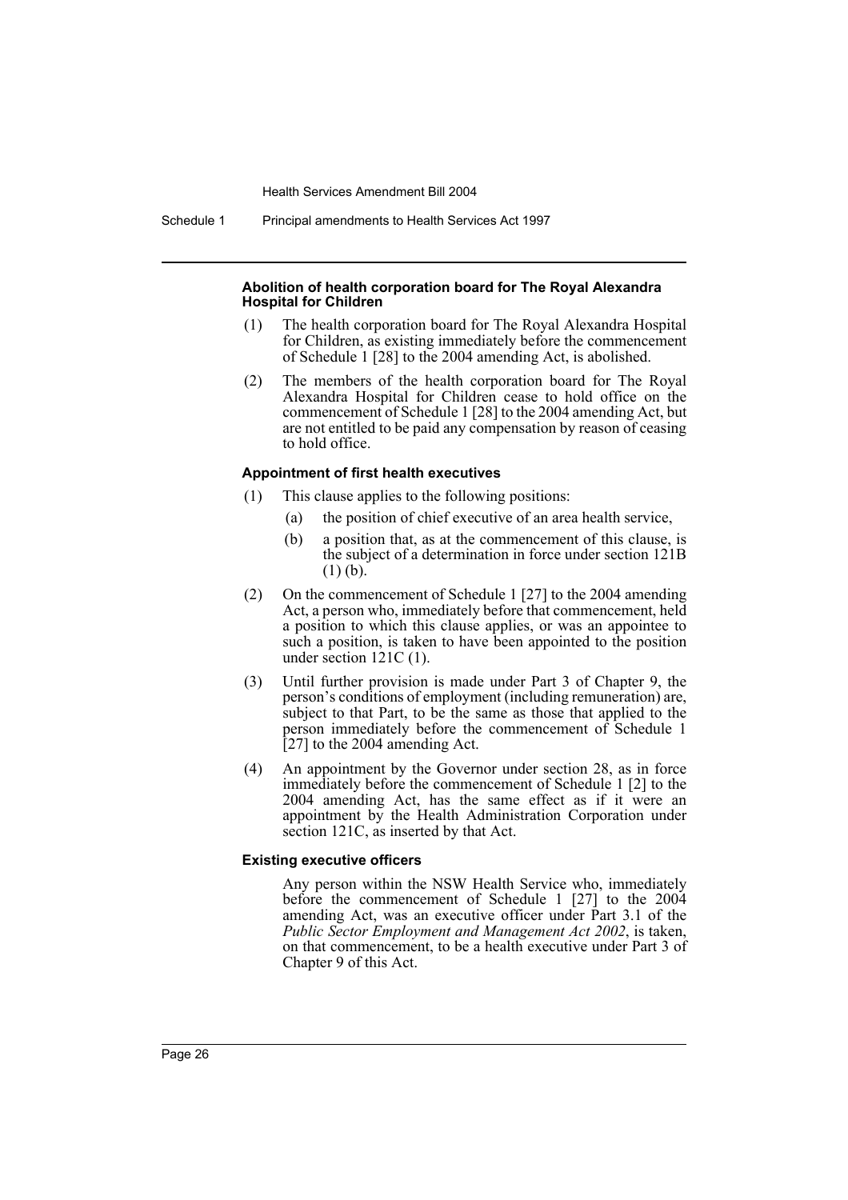#### Abolition of health corporation board for The Royal Alexandra Hospital for Children

(1) The health corporation board for The Royal Alexandra Hospital for Children, as existing immediately before the commencement of Schedule 1 [28] to the 2004 amending Act, is abolished.

(2) The members of the health corporation board for The Royal Alexandra Hospital for Children cease to hold office on the commencement of Schedule 1 [28] to the 2004 amending Act, but are not entitled to be paid any compensation by reason of ceasing to hold office.

#### Appointment of first health executives

(1) This clause applies to the following positions:

- (a) the position of chief executive of an area health service,
- (b) a position that, as at the commencement of this clause, is the subject of a determination in force under section 121B (1) (b).

(2) On the commencement of Schedule 1 [27] to the 2004 amending Act, a person who, immediately before that commencement, held a position to which this clause applies, or was an appointee to such a position, is taken to have been appointed to the position under section 121C (1).

(3) Until further provision is made under Part 3 of Chapter 9, the person's conditions of employment (including remuneration) are, subject to that Part, to be the same as those that applied to the person immediately before the commencement of Schedule 1 [27] to the 2004 amending Act.

(4) An appointment by the Governor under section 28, as in force immediately before the commencement of Schedule 1 [2] to the 2004 amending Act, has the same effect as if it were an appointment by the Health Administration Corporation under section 121C, as inserted by that Act.

#### Existing executive officers

Any person within the NSW Health Service who, immediately before the commencement of Schedule 1 [27] to the 2004 amending Act, was an executive officer under Part 3.1 of the *Public Sector Employment and Management Act 2002*, is taken, on that commencement, to be a health executive under Part 3 of Chapter 9 of this Act.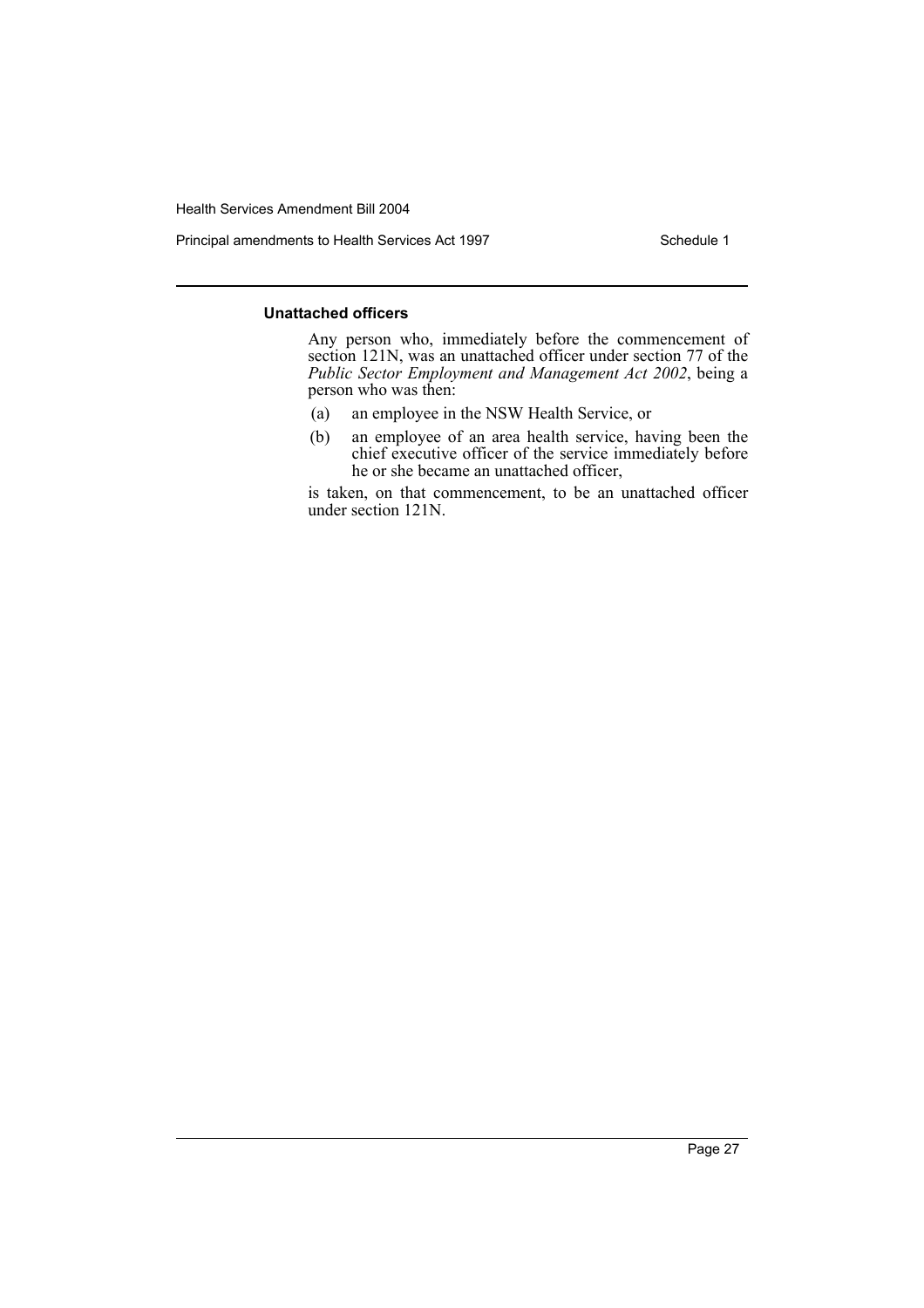#### Unattached officers

Any person who, immediately before the commencement of section 121N, was an unattached officer under section 77 of the *Public Sector Employment and Management Act 2002*, being a person who was then:

(a) an employee in the NSW Health Service, or

(b) an employee of an area health service, having been the chief executive officer of the service immediately before he or she became an unattached officer,

is taken, on that commencement, to be an unattached officer under section 121N.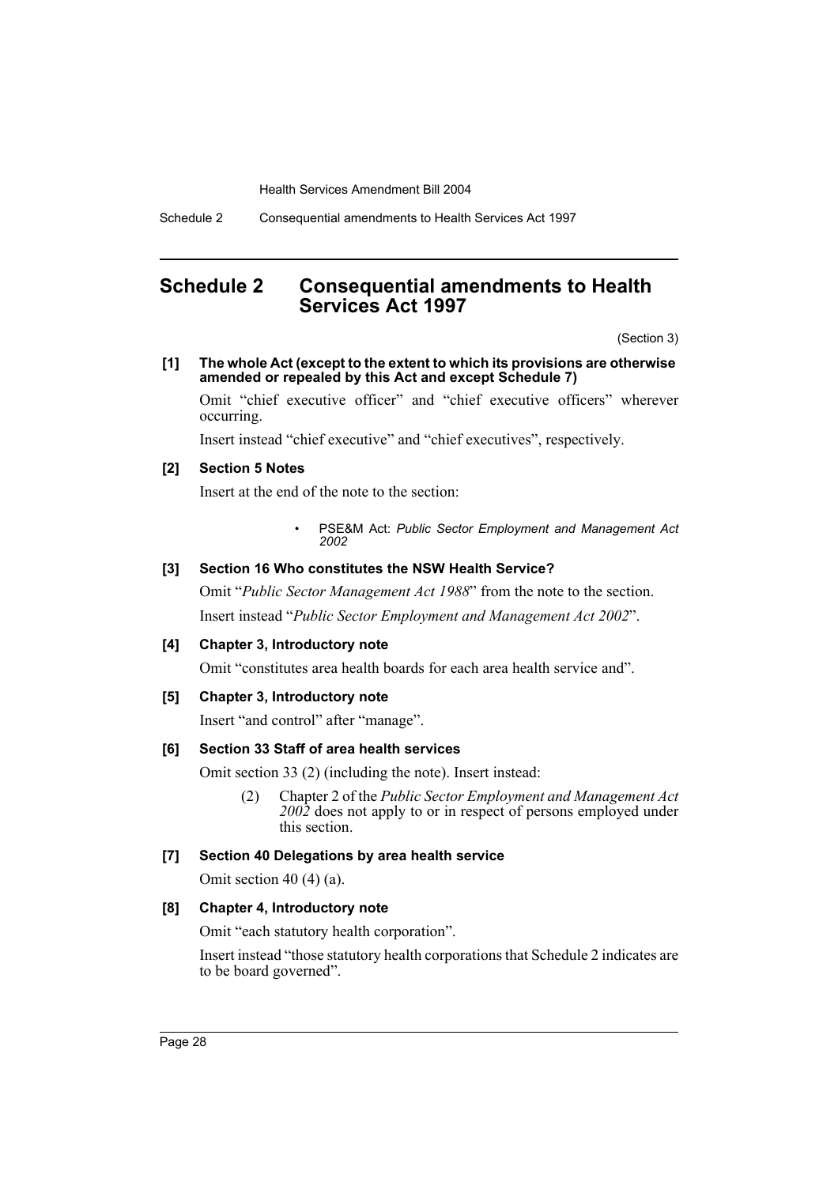# Schedule 2 Consequential amendments to Health Services Act 1997

(Section 3)

**[1] The whole Act (except to the extent to which its provisions are otherwise amended or repealed by this Act and except Schedule 7)**

Omit "chief executive officer" and "chief executive officers" wherever occurring.

Insert instead "chief executive" and "chief executives", respectively.

**[2] Section 5 Notes**

Insert at the end of the note to the section:

> • PSE&M Act: *Public Sector Employment and Management Act 2002*

**[3] Section 16 Who constitutes the NSW Health Service?**

Omit "*Public Sector Management Act 1988*" from the note to the section.

Insert instead "*Public Sector Employment and Management Act 2002*".

**[4] Chapter 3, Introductory note**

Omit "constitutes area health boards for each area health service and".

**[5] Chapter 3, Introductory note**

Insert "and control" after "manage".

**[6] Section 33 Staff of area health services**

Omit section 33 (2) (including the note). Insert instead:

> (2) Chapter 2 of the *Public Sector Employment and Management Act 2002* does not apply to or in respect of persons employed under this section.

**[7] Section 40 Delegations by area health service**

Omit section 40 (4) (a).

**[8] Chapter 4, Introductory note**

Omit "each statutory health corporation".

Insert instead "those statutory health corporations that Schedule 2 indicates are to be board governed".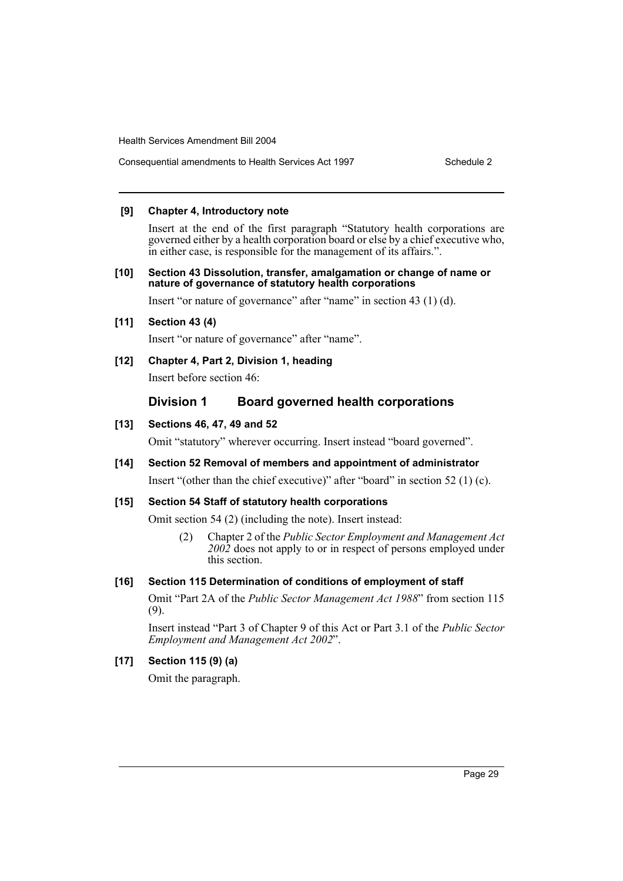**[9] Chapter 4, Introductory note**

Insert at the end of the first paragraph "Statutory health corporations are governed either by a health corporation board or else by a chief executive who, in either case, is responsible for the management of its affairs.".

**[10] Section 43 Dissolution, transfer, amalgamation or change of name or nature of governance of statutory health corporations**

Insert "or nature of governance" after "name" in section 43 (1) (d).

**[11] Section 43 (4)**

Insert "or nature of governance" after "name".

**[12] Chapter 4, Part 2, Division 1, heading**

Insert before section 46:

## Division 1 Board governed health corporations

**[13] Sections 46, 47, 49 and 52**

Omit "statutory" wherever occurring. Insert instead "board governed".

**[14] Section 52 Removal of members and appointment of administrator**

Insert "(other than the chief executive)" after "board" in section 52 (1) (c).

**[15] Section 54 Staff of statutory health corporations**

Omit section 54 (2) (including the note). Insert instead:

> (2) Chapter 2 of the *Public Sector Employment and Management Act 2002* does not apply to or in respect of persons employed under this section.

**[16] Section 115 Determination of conditions of employment of staff**

Omit "Part 2A of the *Public Sector Management Act 1988*" from section 115 (9).

Insert instead "Part 3 of Chapter 9 of this Act or Part 3.1 of the *Public Sector Employment and Management Act 2002*".

**[17] Section 115 (9) (a)**

Omit the paragraph.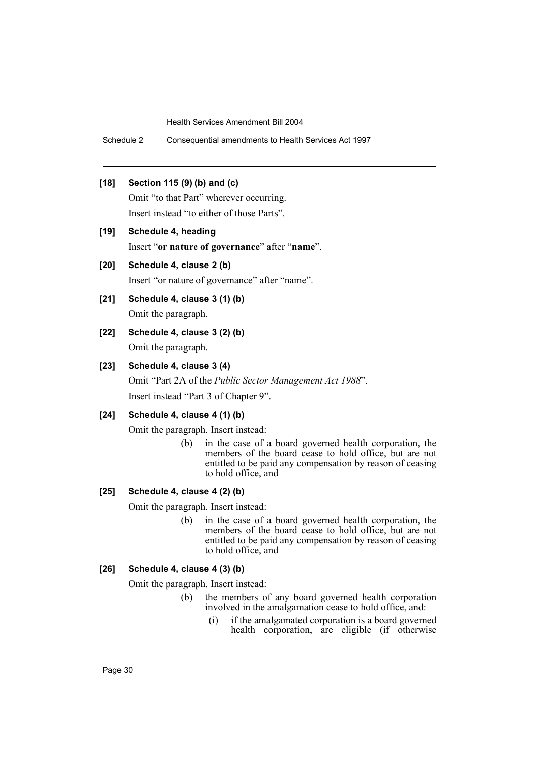**[18] Section 115 (9) (b) and (c)**

Omit "to that Part" wherever occurring.

Insert instead "to either of those Parts".

**[19] Schedule 4, heading**

Insert "**or nature of governance**" after "**name**".

**[20] Schedule 4, clause 2 (b)**

Insert "or nature of governance" after "name".

**[21] Schedule 4, clause 3 (1) (b)**

Omit the paragraph.

**[22] Schedule 4, clause 3 (2) (b)**

Omit the paragraph.

**[23] Schedule 4, clause 3 (4)**

Omit "Part 2A of the *Public Sector Management Act 1988*".

Insert instead "Part 3 of Chapter 9".

**[24] Schedule 4, clause 4 (1) (b)**

Omit the paragraph. Insert instead:

> (b) in the case of a board governed health corporation, the members of the board cease to hold office, but are not entitled to be paid any compensation by reason of ceasing to hold office, and

**[25] Schedule 4, clause 4 (2) (b)**

Omit the paragraph. Insert instead:

> (b) in the case of a board governed health corporation, the members of the board cease to hold office, but are not entitled to be paid any compensation by reason of ceasing to hold office, and

**[26] Schedule 4, clause 4 (3) (b)**

Omit the paragraph. Insert instead:

> (b) the members of any board governed health corporation involved in the amalgamation cease to hold office, and:
>
> > (i) if the amalgamated corporation is a board governed health corporation, are eligible (if otherwise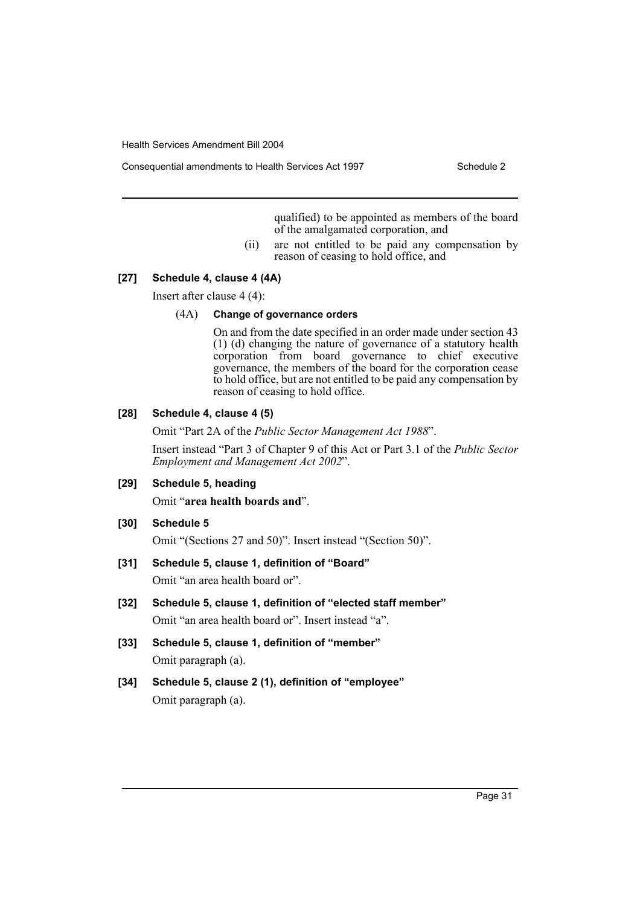qualified) to be appointed as members of the board of the amalgamated corporation, and

(ii) are not entitled to be paid any compensation by reason of ceasing to hold office, and

**[27] Schedule 4, clause 4 (4A)**

Insert after clause 4 (4):

(4A) **Change of governance orders**

On and from the date specified in an order made under section 43 (1) (d) changing the nature of governance of a statutory health corporation from board governance to chief executive governance, the members of the board for the corporation cease to hold office, but are not entitled to be paid any compensation by reason of ceasing to hold office.

**[28] Schedule 4, clause 4 (5)**

Omit "Part 2A of the *Public Sector Management Act 1988*".

Insert instead "Part 3 of Chapter 9 of this Act or Part 3.1 of the *Public Sector Employment and Management Act 2002*".

**[29] Schedule 5, heading**

Omit "**area health boards and**".

**[30] Schedule 5**

Omit "(Sections 27 and 50)". Insert instead "(Section 50)".

**[31] Schedule 5, clause 1, definition of "Board"**

Omit "an area health board or".

**[32] Schedule 5, clause 1, definition of "elected staff member"**

Omit "an area health board or". Insert instead "a".

**[33] Schedule 5, clause 1, definition of "member"**

Omit paragraph (a).

**[34] Schedule 5, clause 2 (1), definition of "employee"**

Omit paragraph (a).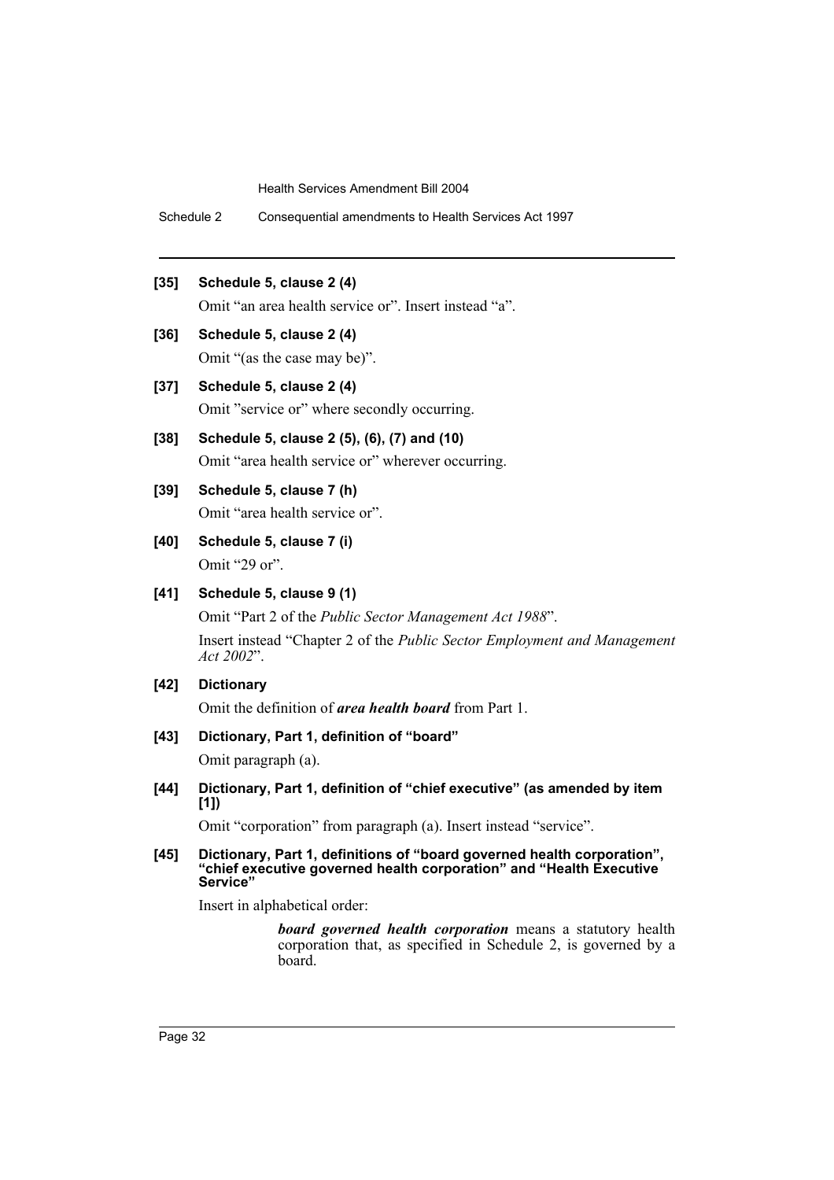**[35] Schedule 5, clause 2 (4)**

Omit “an area health service or”. Insert instead “a”.

**[36] Schedule 5, clause 2 (4)**

Omit “(as the case may be)”.

**[37] Schedule 5, clause 2 (4)**

Omit ”service or” where secondly occurring.

**[38] Schedule 5, clause 2 (5), (6), (7) and (10)**

Omit “area health service or” wherever occurring.

**[39] Schedule 5, clause 7 (h)**

Omit “area health service or”.

**[40] Schedule 5, clause 7 (i)**

Omit “29 or”.

**[41] Schedule 5, clause 9 (1)**

Omit “Part 2 of the *Public Sector Management Act 1988*”.

Insert instead “Chapter 2 of the *Public Sector Employment and Management Act 2002*”.

**[42] Dictionary**

Omit the definition of ***area health board*** from Part 1.

**[43] Dictionary, Part 1, definition of “board”**

Omit paragraph (a).

**[44] Dictionary, Part 1, definition of “chief executive” (as amended by item [1])**

Omit “corporation” from paragraph (a). Insert instead “service”.

**[45] Dictionary, Part 1, definitions of “board governed health corporation”, “chief executive governed health corporation” and “Health Executive Service”**

Insert in alphabetical order:

> ***board governed health corporation*** means a statutory health corporation that, as specified in Schedule 2, is governed by a board.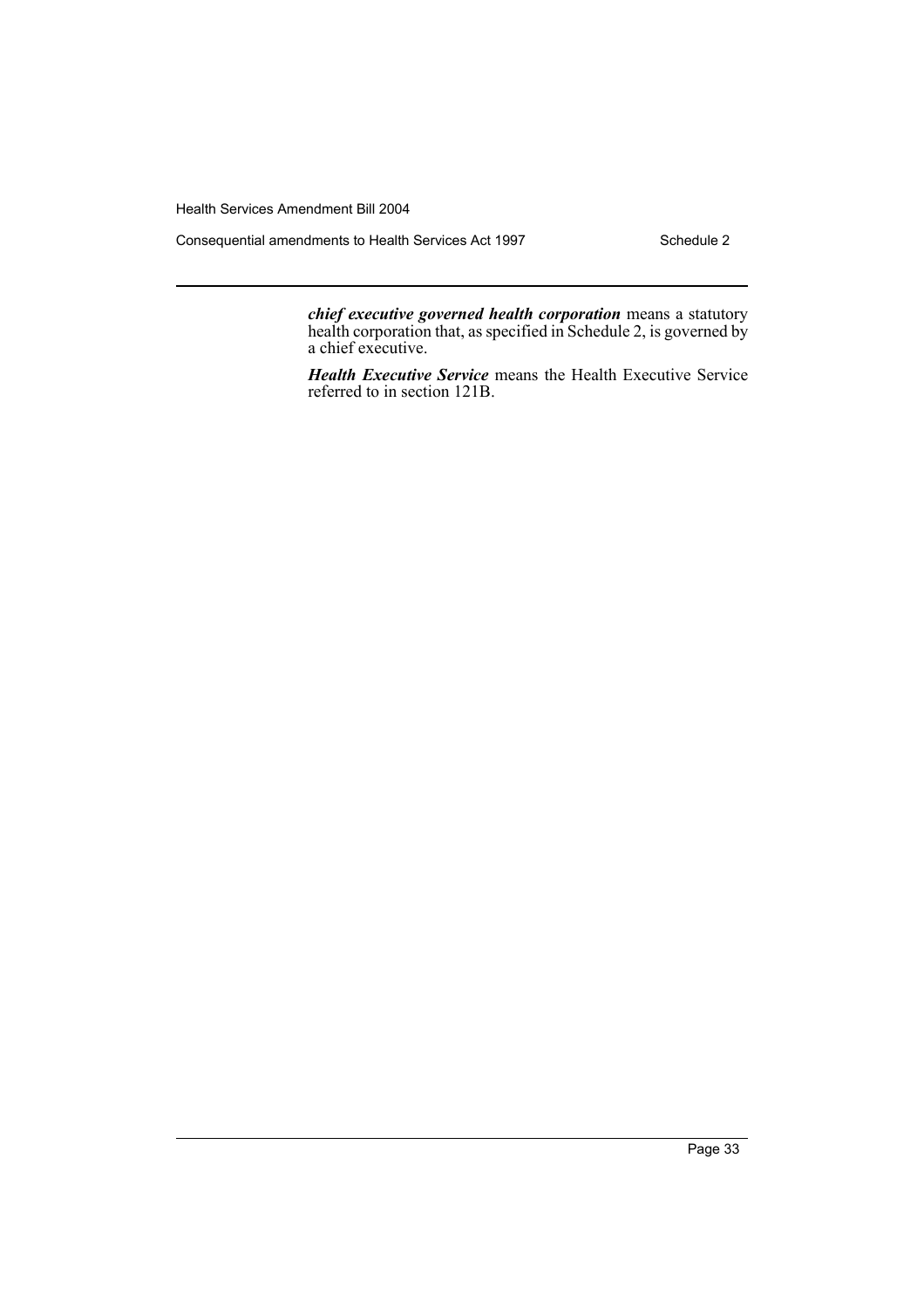***chief executive governed health corporation*** means a statutory health corporation that, as specified in Schedule 2, is governed by a chief executive.

***Health Executive Service*** means the Health Executive Service referred to in section 121B.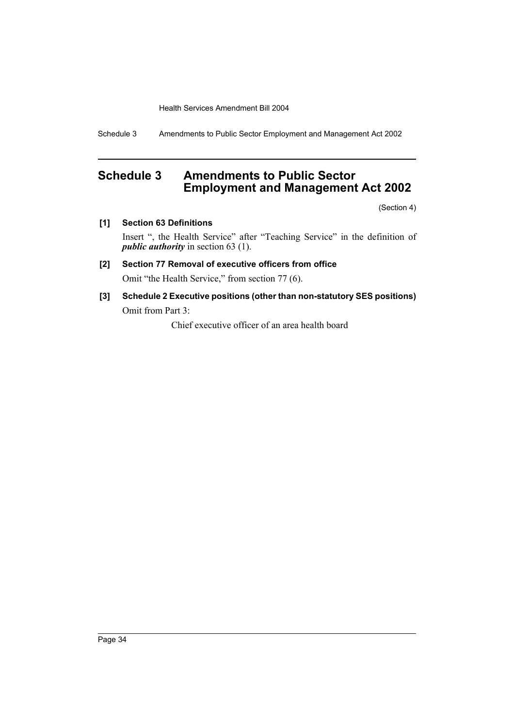# Schedule 3 Amendments to Public Sector Employment and Management Act 2002

(Section 4)

**[1] Section 63 Definitions**

Insert ", the Health Service" after "Teaching Service" in the definition of ***public authority*** in section 63 (1).

**[2] Section 77 Removal of executive officers from office**

Omit "the Health Service," from section 77 (6).

**[3] Schedule 2 Executive positions (other than non-statutory SES positions)**

Omit from Part 3:

Chief executive officer of an area health board